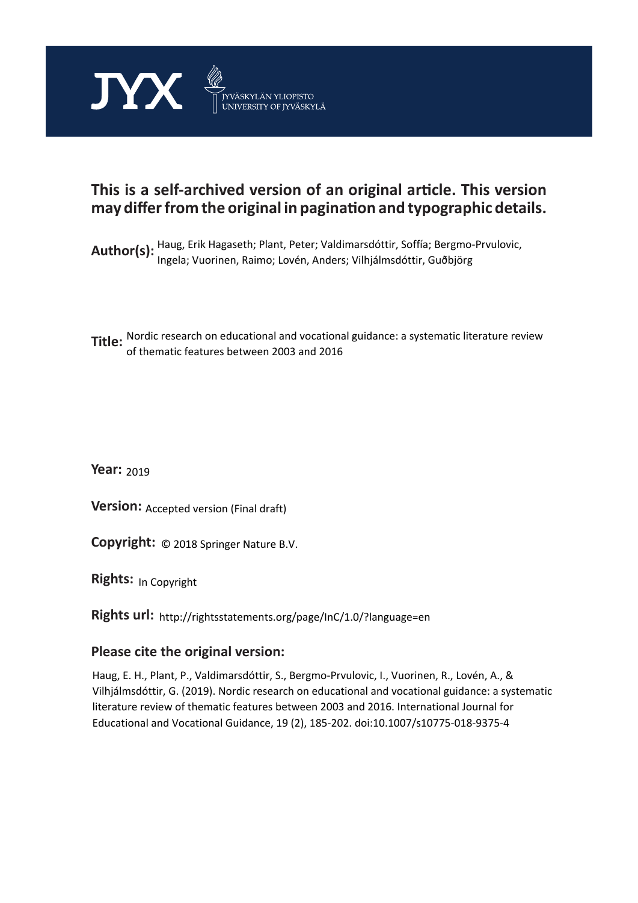JYX JYVÄSKYLÄN YLIOPISTO UNIVERSITY OF JYVÄSKYLÄ

# This is a self-archived version of an original article. This version may differ from the original in pagination and typographic details.

**Author(s):** Haug, Erik Hagaseth; Plant, Peter; Valdimarsdóttir, Soffía; Bergmo-Prvulovic, Ingela; Vuorinen, Raimo; Lovén, Anders; Vilhjálmsdóttir, Guðbjörg

**Title:** Nordic research on educational and vocational guidance: a systematic literature review of thematic features between 2003 and 2016

**Year:** 2019

**Version:** Accepted version (Final draft)

**Copyright:** © 2018 Springer Nature B.V.

**Rights:** In Copyright

**Rights url:** http://rightsstatements.org/page/InC/1.0/?language=en

## Please cite the original version:

Haug, E. H., Plant, P., Valdimarsdóttir, S., Bergmo-Prvulovic, I., Vuorinen, R., Lovén, A., & Vilhjálmsdóttir, G. (2019). Nordic research on educational and vocational guidance: a systematic literature review of thematic features between 2003 and 2016. International Journal for Educational and Vocational Guidance, 19 (2), 185-202. doi:10.1007/s10775-018-9375-4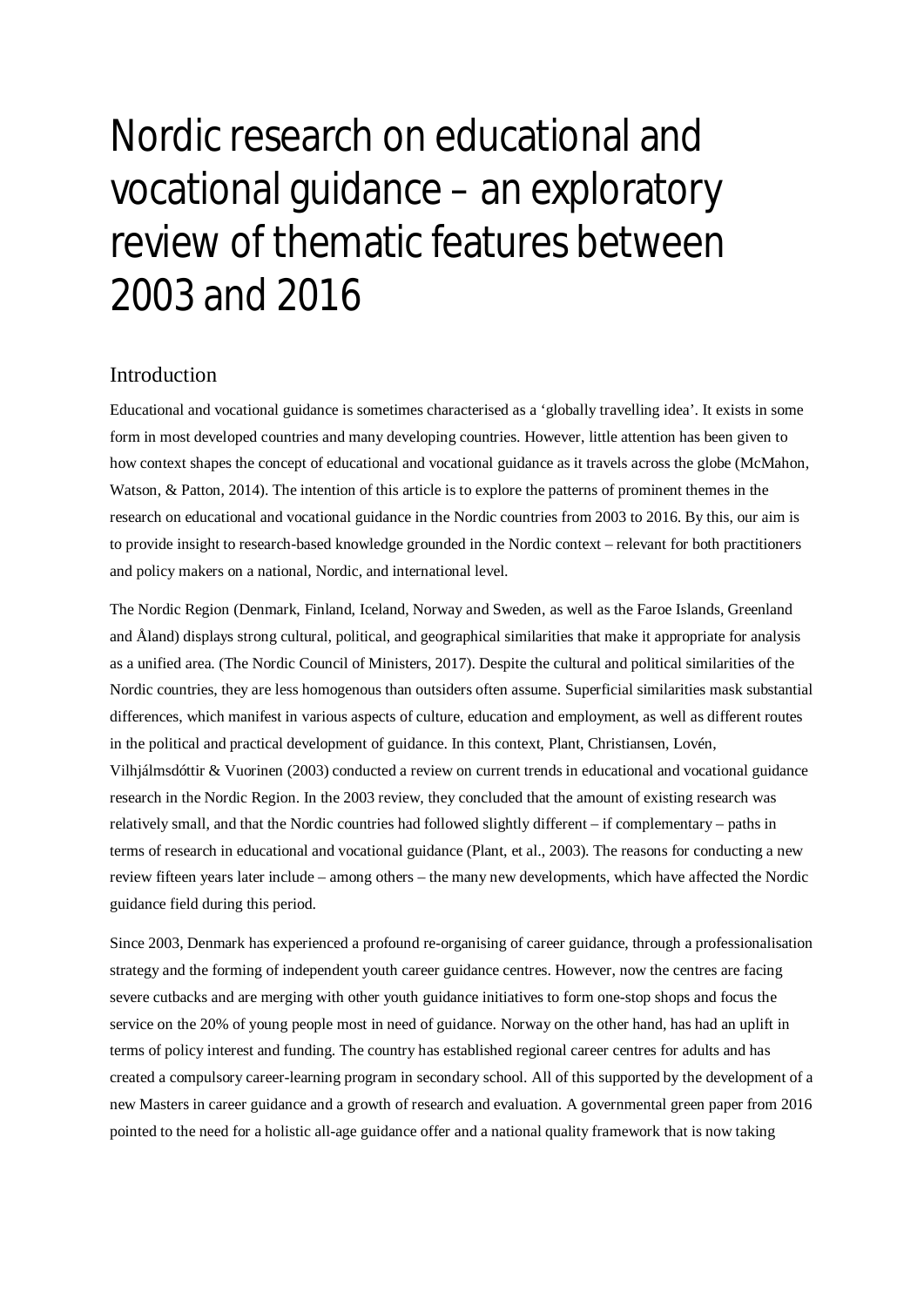# Nordic research on educational and vocational guidance – an exploratory review of thematic features between 2003 and 2016

## Introduction

Educational and vocational guidance is sometimes characterised as a 'globally travelling idea'. It exists in some form in most developed countries and many developing countries. However, little attention has been given to how context shapes the concept of educational and vocational guidance as it travels across the globe (McMahon, Watson, & Patton, 2014). The intention of this article is to explore the patterns of prominent themes in the research on educational and vocational guidance in the Nordic countries from 2003 to 2016. By this, our aim is to provide insight to research-based knowledge grounded in the Nordic context – relevant for both practitioners and policy makers on a national, Nordic, and international level.

The Nordic Region (Denmark, Finland, Iceland, Norway and Sweden, as well as the Faroe Islands, Greenland and Åland) displays strong cultural, political, and geographical similarities that make it appropriate for analysis as a unified area. (The Nordic Council of Ministers, 2017). Despite the cultural and political similarities of the Nordic countries, they are less homogenous than outsiders often assume. Superficial similarities mask substantial differences, which manifest in various aspects of culture, education and employment, as well as different routes in the political and practical development of guidance. In this context, Plant, Christiansen, Lovén, Vilhjálmsdóttir & Vuorinen (2003) conducted a review on current trends in educational and vocational guidance research in the Nordic Region. In the 2003 review, they concluded that the amount of existing research was relatively small, and that the Nordic countries had followed slightly different – if complementary – paths in terms of research in educational and vocational guidance (Plant, et al., 2003). The reasons for conducting a new review fifteen years later include – among others – the many new developments, which have affected the Nordic guidance field during this period.

Since 2003, Denmark has experienced a profound re-organising of career guidance, through a professionalisation strategy and the forming of independent youth career guidance centres. However, now the centres are facing severe cutbacks and are merging with other youth guidance initiatives to form one-stop shops and focus the service on the 20% of young people most in need of guidance. Norway on the other hand, has had an uplift in terms of policy interest and funding. The country has established regional career centres for adults and has created a compulsory career-learning program in secondary school. All of this supported by the development of a new Masters in career guidance and a growth of research and evaluation. A governmental green paper from 2016 pointed to the need for a holistic all-age guidance offer and a national quality framework that is now taking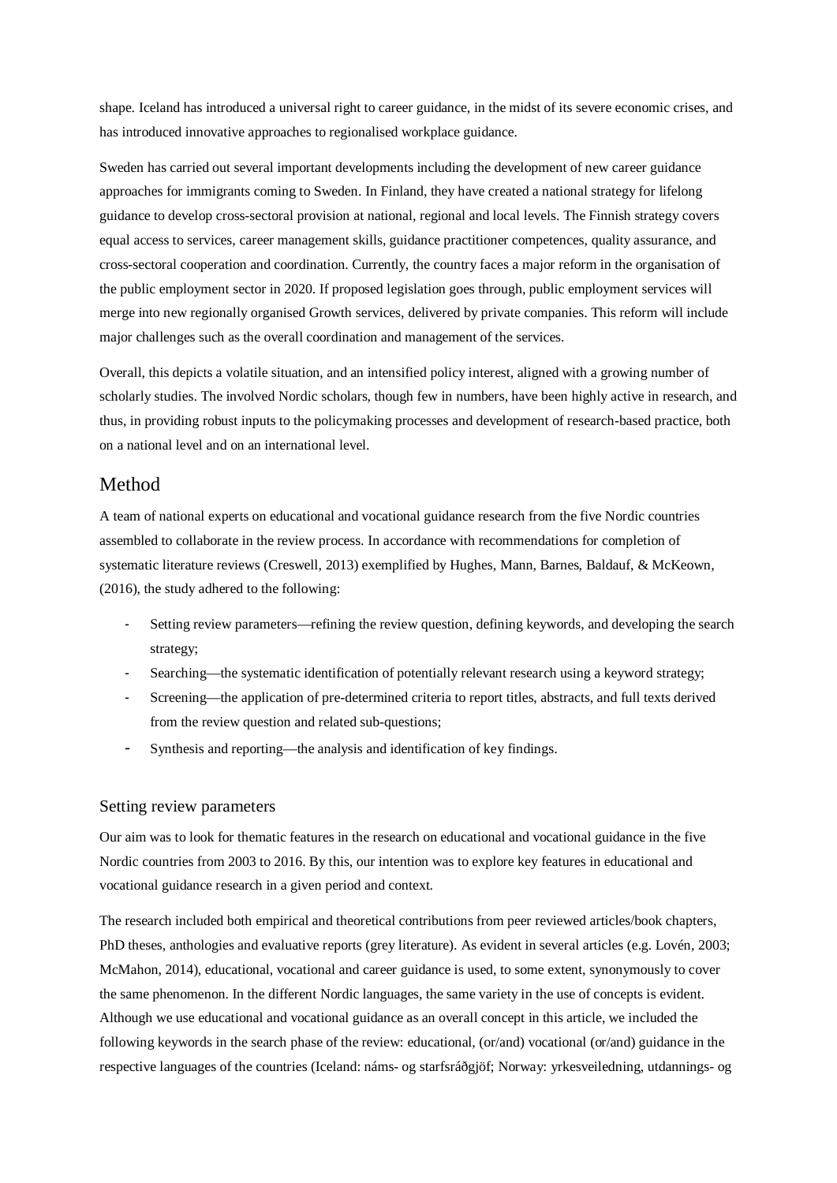shape. Iceland has introduced a universal right to career guidance, in the midst of its severe economic crises, and has introduced innovative approaches to regionalised workplace guidance.

Sweden has carried out several important developments including the development of new career guidance approaches for immigrants coming to Sweden. In Finland, they have created a national strategy for lifelong guidance to develop cross-sectoral provision at national, regional and local levels. The Finnish strategy covers equal access to services, career management skills, guidance practitioner competences, quality assurance, and cross-sectoral cooperation and coordination. Currently, the country faces a major reform in the organisation of the public employment sector in 2020. If proposed legislation goes through, public employment services will merge into new regionally organised Growth services, delivered by private companies. This reform will include major challenges such as the overall coordination and management of the services.

Overall, this depicts a volatile situation, and an intensified policy interest, aligned with a growing number of scholarly studies. The involved Nordic scholars, though few in numbers, have been highly active in research, and thus, in providing robust inputs to the policymaking processes and development of research-based practice, both on a national level and on an international level.

## Method

A team of national experts on educational and vocational guidance research from the five Nordic countries assembled to collaborate in the review process. In accordance with recommendations for completion of systematic literature reviews (Creswell, 2013) exemplified by Hughes, Mann, Barnes, Baldauf, & McKeown, (2016), the study adhered to the following:

- Setting review parameters—refining the review question, defining keywords, and developing the search strategy;
- Searching—the systematic identification of potentially relevant research using a keyword strategy;
- Screening—the application of pre-determined criteria to report titles, abstracts, and full texts derived from the review question and related sub-questions;
- Synthesis and reporting—the analysis and identification of key findings.

### Setting review parameters

Our aim was to look for thematic features in the research on educational and vocational guidance in the five Nordic countries from 2003 to 2016. By this, our intention was to explore key features in educational and vocational guidance research in a given period and context.

The research included both empirical and theoretical contributions from peer reviewed articles/book chapters, PhD theses, anthologies and evaluative reports (grey literature). As evident in several articles (e.g. Lovén, 2003; McMahon, 2014), educational, vocational and career guidance is used, to some extent, synonymously to cover the same phenomenon. In the different Nordic languages, the same variety in the use of concepts is evident. Although we use educational and vocational guidance as an overall concept in this article, we included the following keywords in the search phase of the review: educational, (or/and) vocational (or/and) guidance in the respective languages of the countries (Iceland: náms- og starfsráðgjöf; Norway: yrkesveiledning, utdannings- og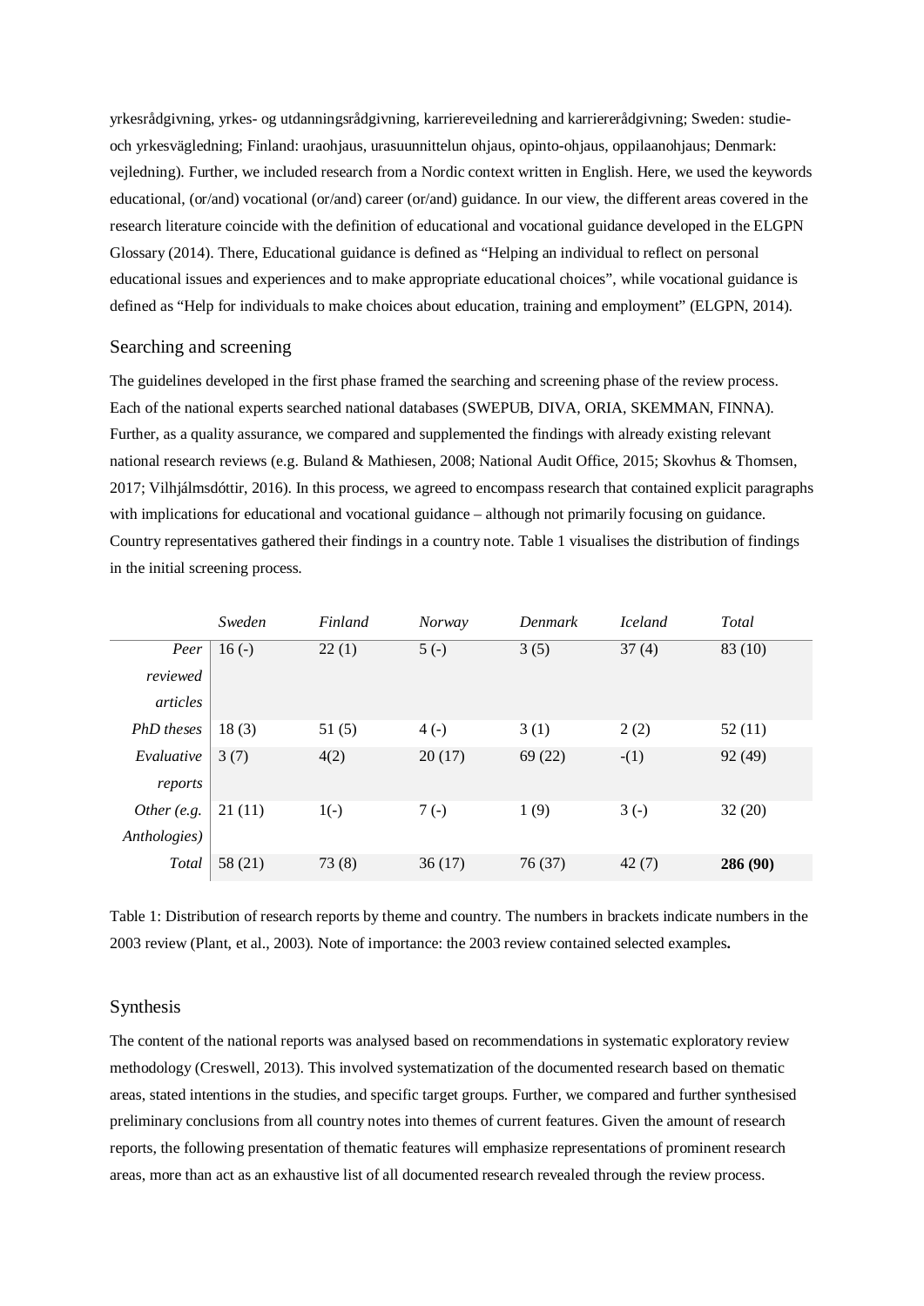yrkesrådgivning, yrkes- og utdanningsrådgivning, karriereveiledning and karriererådgivning; Sweden: studie- och yrkesvägledning; Finland: uraohjaus, urasuunnittelun ohjaus, opinto-ohjaus, oppilaanohjaus; Denmark: vejledning). Further, we included research from a Nordic context written in English. Here, we used the keywords educational, (or/and) vocational (or/and) career (or/and) guidance. In our view, the different areas covered in the research literature coincide with the definition of educational and vocational guidance developed in the ELGPN Glossary (2014). There, Educational guidance is defined as "Helping an individual to reflect on personal educational issues and experiences and to make appropriate educational choices", while vocational guidance is defined as "Help for individuals to make choices about education, training and employment" (ELGPN, 2014).

## Searching and screening

The guidelines developed in the first phase framed the searching and screening phase of the review process. Each of the national experts searched national databases (SWEPUB, DIVA, ORIA, SKEMMAN, FINNA). Further, as a quality assurance, we compared and supplemented the findings with already existing relevant national research reviews (e.g. Buland & Mathiesen, 2008; National Audit Office, 2015; Skovhus & Thomsen, 2017; Vilhjálmsdóttir, 2016). In this process, we agreed to encompass research that contained explicit paragraphs with implications for educational and vocational guidance – although not primarily focusing on guidance. Country representatives gathered their findings in a country note. Table 1 visualises the distribution of findings in the initial screening process.

| | *Sweden* | *Finland* | *Norway* | *Denmark* | *Iceland* | *Total* |
|---|---|---|---|---|---|---|
| *Peer reviewed articles* | 16 (-) | 22 (1) | 5 (-) | 3 (5) | 37 (4) | 83 (10) |
| *PhD theses* | 18 (3) | 51 (5) | 4 (-) | 3 (1) | 2 (2) | 52 (11) |
| *Evaluative reports* | 3 (7) | 4(2) | 20 (17) | 69 (22) | -(1) | 92 (49) |
| *Other (e.g. Anthologies)* | 21 (11) | 1(-) | 7 (-) | 1 (9) | 3 (-) | 32 (20) |
| *Total* | 58 (21) | 73 (8) | 36 (17) | 76 (37) | 42 (7) | **286 (90)** |

Table 1: Distribution of research reports by theme and country. The numbers in brackets indicate numbers in the 2003 review (Plant, et al., 2003). Note of importance: the 2003 review contained selected examples**.**

## Synthesis

The content of the national reports was analysed based on recommendations in systematic exploratory review methodology (Creswell, 2013). This involved systematization of the documented research based on thematic areas, stated intentions in the studies, and specific target groups. Further, we compared and further synthesised preliminary conclusions from all country notes into themes of current features. Given the amount of research reports, the following presentation of thematic features will emphasize representations of prominent research areas, more than act as an exhaustive list of all documented research revealed through the review process.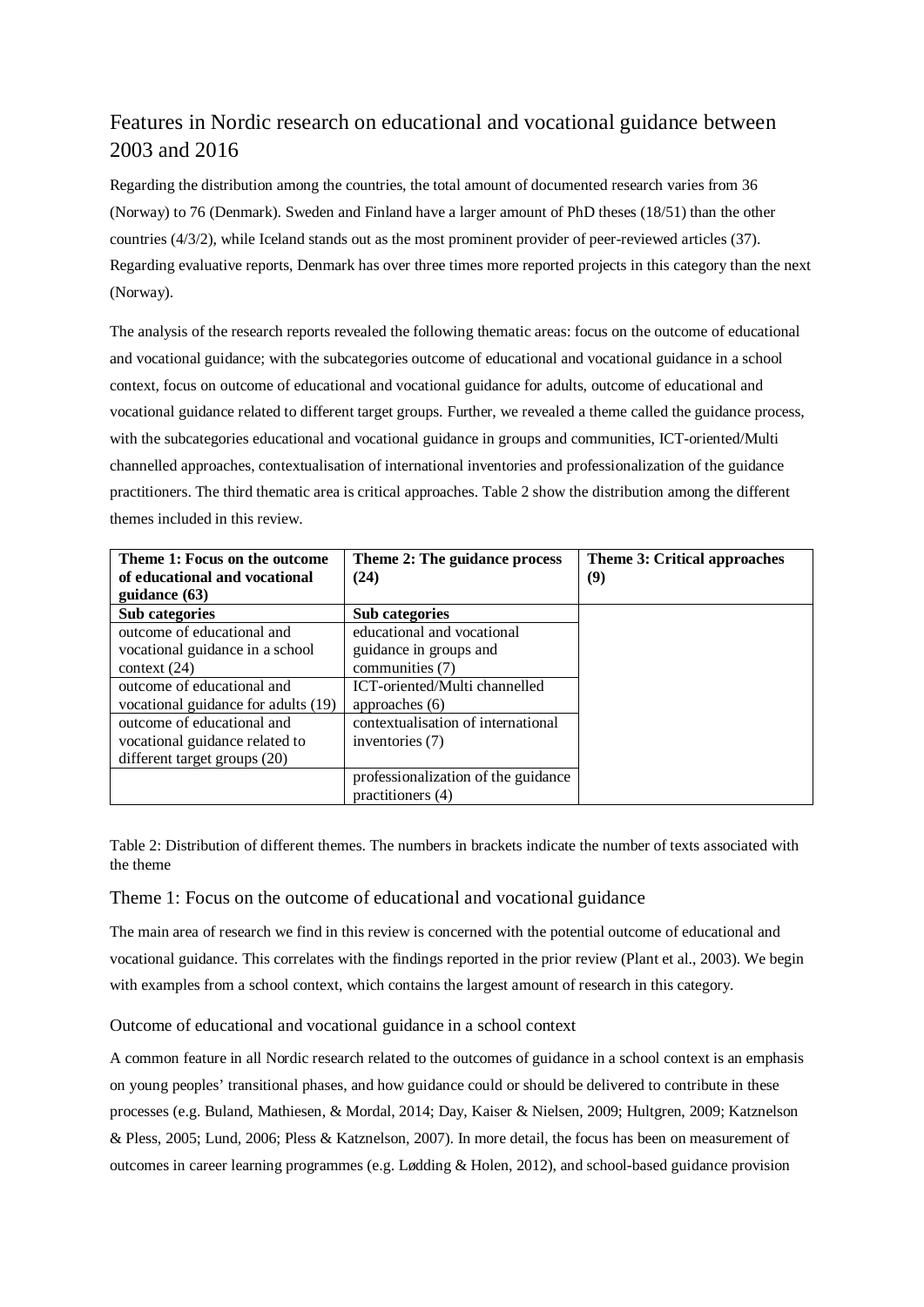## Features in Nordic research on educational and vocational guidance between 2003 and 2016

Regarding the distribution among the countries, the total amount of documented research varies from 36 (Norway) to 76 (Denmark). Sweden and Finland have a larger amount of PhD theses (18/51) than the other countries (4/3/2), while Iceland stands out as the most prominent provider of peer-reviewed articles (37). Regarding evaluative reports, Denmark has over three times more reported projects in this category than the next (Norway).

The analysis of the research reports revealed the following thematic areas: focus on the outcome of educational and vocational guidance; with the subcategories outcome of educational and vocational guidance in a school context, focus on outcome of educational and vocational guidance for adults, outcome of educational and vocational guidance related to different target groups. Further, we revealed a theme called the guidance process, with the subcategories educational and vocational guidance in groups and communities, ICT-oriented/Multi channelled approaches, contextualisation of international inventories and professionalization of the guidance practitioners. The third thematic area is critical approaches. Table 2 show the distribution among the different themes included in this review.

| **Theme 1: Focus on the outcome of educational and vocational guidance (63)** | **Theme 2: The guidance process (24)** | **Theme 3: Critical approaches (9)** |
|---|---|---|
| **Sub categories** | **Sub categories** | |
| outcome of educational and vocational guidance in a school context (24) | educational and vocational guidance in groups and communities (7) | |
| outcome of educational and vocational guidance for adults (19) | ICT-oriented/Multi channelled approaches (6) | |
| outcome of educational and vocational guidance related to different target groups (20) | contextualisation of international inventories (7) | |
| | professionalization of the guidance practitioners (4) | |

Table 2: Distribution of different themes. The numbers in brackets indicate the number of texts associated with the theme

### Theme 1: Focus on the outcome of educational and vocational guidance

The main area of research we find in this review is concerned with the potential outcome of educational and vocational guidance. This correlates with the findings reported in the prior review (Plant et al., 2003). We begin with examples from a school context, which contains the largest amount of research in this category.

#### Outcome of educational and vocational guidance in a school context

A common feature in all Nordic research related to the outcomes of guidance in a school context is an emphasis on young peoples' transitional phases, and how guidance could or should be delivered to contribute in these processes (e.g. Buland, Mathiesen, & Mordal, 2014; Day, Kaiser & Nielsen, 2009; Hultgren, 2009; Katznelson & Pless, 2005; Lund, 2006; Pless & Katznelson, 2007). In more detail, the focus has been on measurement of outcomes in career learning programmes (e.g. Lødding & Holen, 2012), and school-based guidance provision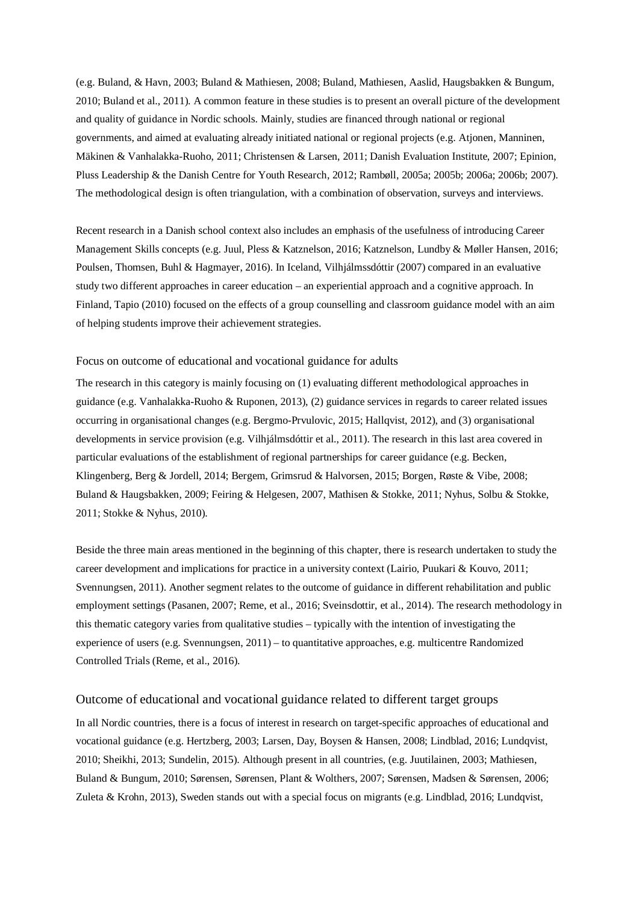(e.g. Buland, & Havn, 2003; Buland & Mathiesen, 2008; Buland, Mathiesen, Aaslid, Haugsbakken & Bungum, 2010; Buland et al., 2011). A common feature in these studies is to present an overall picture of the development and quality of guidance in Nordic schools. Mainly, studies are financed through national or regional governments, and aimed at evaluating already initiated national or regional projects (e.g. Atjonen, Manninen, Mäkinen & Vanhalakka-Ruoho, 2011; Christensen & Larsen, 2011; Danish Evaluation Institute, 2007; Epinion, Pluss Leadership & the Danish Centre for Youth Research, 2012; Rambøll, 2005a; 2005b; 2006a; 2006b; 2007). The methodological design is often triangulation, with a combination of observation, surveys and interviews.

Recent research in a Danish school context also includes an emphasis of the usefulness of introducing Career Management Skills concepts (e.g. Juul, Pless & Katznelson, 2016; Katznelson, Lundby & Møller Hansen, 2016; Poulsen, Thomsen, Buhl & Hagmayer, 2016). In Iceland, Vilhjálmssdóttir (2007) compared in an evaluative study two different approaches in career education – an experiential approach and a cognitive approach. In Finland, Tapio (2010) focused on the effects of a group counselling and classroom guidance model with an aim of helping students improve their achievement strategies.

### Focus on outcome of educational and vocational guidance for adults

The research in this category is mainly focusing on (1) evaluating different methodological approaches in guidance (e.g. Vanhalakka-Ruoho & Ruponen, 2013), (2) guidance services in regards to career related issues occurring in organisational changes (e.g. Bergmo-Prvulovic, 2015; Hallqvist, 2012), and (3) organisational developments in service provision (e.g. Vilhjálmsdóttir et al., 2011). The research in this last area covered in particular evaluations of the establishment of regional partnerships for career guidance (e.g. Becken, Klingenberg, Berg & Jordell, 2014; Bergem, Grimsrud & Halvorsen, 2015; Borgen, Røste & Vibe, 2008; Buland & Haugsbakken, 2009; Feiring & Helgesen, 2007, Mathisen & Stokke, 2011; Nyhus, Solbu & Stokke, 2011; Stokke & Nyhus, 2010).

Beside the three main areas mentioned in the beginning of this chapter, there is research undertaken to study the career development and implications for practice in a university context (Lairio, Puukari & Kouvo, 2011; Svennungsen, 2011). Another segment relates to the outcome of guidance in different rehabilitation and public employment settings (Pasanen, 2007; Reme, et al., 2016; Sveinsdottir, et al., 2014). The research methodology in this thematic category varies from qualitative studies – typically with the intention of investigating the experience of users (e.g. Svennungsen, 2011) – to quantitative approaches, e.g. multicentre Randomized Controlled Trials (Reme, et al., 2016).

## Outcome of educational and vocational guidance related to different target groups

In all Nordic countries, there is a focus of interest in research on target-specific approaches of educational and vocational guidance (e.g. Hertzberg, 2003; Larsen, Day, Boysen & Hansen, 2008; Lindblad, 2016; Lundqvist, 2010; Sheikhi, 2013; Sundelin, 2015). Although present in all countries, (e.g. Juutilainen, 2003; Mathiesen, Buland & Bungum, 2010; Sørensen, Sørensen, Plant & Wolthers, 2007; Sørensen, Madsen & Sørensen, 2006; Zuleta & Krohn, 2013), Sweden stands out with a special focus on migrants (e.g. Lindblad, 2016; Lundqvist,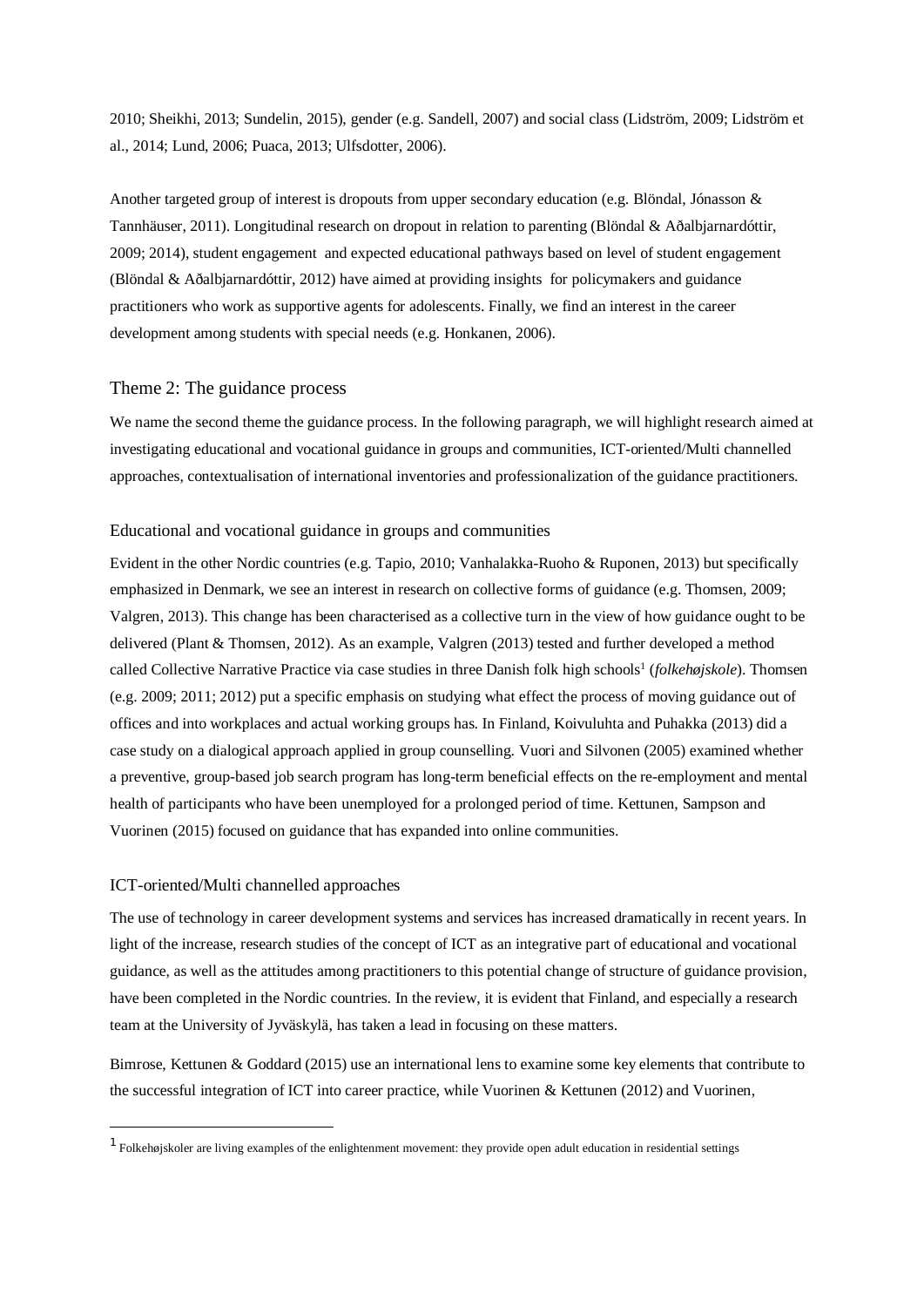2010; Sheikhi, 2013; Sundelin, 2015), gender (e.g. Sandell, 2007) and social class (Lidström, 2009; Lidström et al., 2014; Lund, 2006; Puaca, 2013; Ulfsdotter, 2006).

Another targeted group of interest is dropouts from upper secondary education (e.g. Blöndal, Jónasson & Tannhäuser, 2011). Longitudinal research on dropout in relation to parenting (Blöndal & Aðalbjarnardóttir, 2009; 2014), student engagement and expected educational pathways based on level of student engagement (Blöndal & Aðalbjarnardóttir, 2012) have aimed at providing insights for policymakers and guidance practitioners who work as supportive agents for adolescents. Finally, we find an interest in the career development among students with special needs (e.g. Honkanen, 2006).

## Theme 2: The guidance process

We name the second theme the guidance process. In the following paragraph, we will highlight research aimed at investigating educational and vocational guidance in groups and communities, ICT-oriented/Multi channelled approaches, contextualisation of international inventories and professionalization of the guidance practitioners.

### Educational and vocational guidance in groups and communities

Evident in the other Nordic countries (e.g. Tapio, 2010; Vanhalakka-Ruoho & Ruponen, 2013) but specifically emphasized in Denmark, we see an interest in research on collective forms of guidance (e.g. Thomsen, 2009; Valgren, 2013). This change has been characterised as a collective turn in the view of how guidance ought to be delivered (Plant & Thomsen, 2012). As an example, Valgren (2013) tested and further developed a method called Collective Narrative Practice via case studies in three Danish folk high schools[1] (*folkehøjskole*). Thomsen (e.g. 2009; 2011; 2012) put a specific emphasis on studying what effect the process of moving guidance out of offices and into workplaces and actual working groups has. In Finland, Koivuluhta and Puhakka (2013) did a case study on a dialogical approach applied in group counselling. Vuori and Silvonen (2005) examined whether a preventive, group-based job search program has long-term beneficial effects on the re-employment and mental health of participants who have been unemployed for a prolonged period of time. Kettunen, Sampson and Vuorinen (2015) focused on guidance that has expanded into online communities.

### ICT-oriented/Multi channelled approaches

The use of technology in career development systems and services has increased dramatically in recent years. In light of the increase, research studies of the concept of ICT as an integrative part of educational and vocational guidance, as well as the attitudes among practitioners to this potential change of structure of guidance provision, have been completed in the Nordic countries. In the review, it is evident that Finland, and especially a research team at the University of Jyväskylä, has taken a lead in focusing on these matters.

Bimrose, Kettunen & Goddard (2015) use an international lens to examine some key elements that contribute to the successful integration of ICT into career practice, while Vuorinen & Kettunen (2012) and Vuorinen,

[1] Folkehøjskoler are living examples of the enlightenment movement: they provide open adult education in residential settings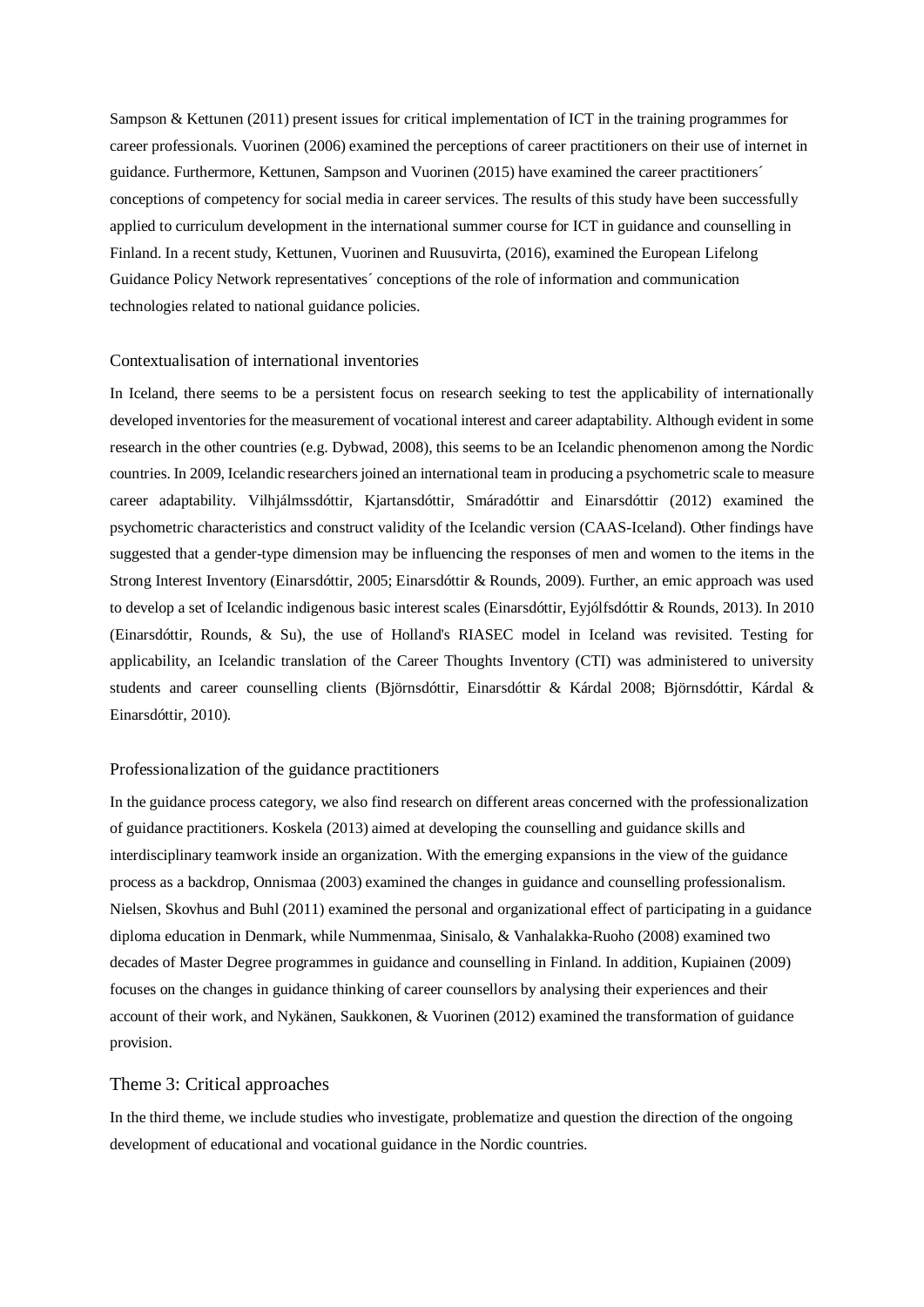Sampson & Kettunen (2011) present issues for critical implementation of ICT in the training programmes for career professionals. Vuorinen (2006) examined the perceptions of career practitioners on their use of internet in guidance. Furthermore, Kettunen, Sampson and Vuorinen (2015) have examined the career practitioners´ conceptions of competency for social media in career services. The results of this study have been successfully applied to curriculum development in the international summer course for ICT in guidance and counselling in Finland. In a recent study, Kettunen, Vuorinen and Ruusuvirta, (2016), examined the European Lifelong Guidance Policy Network representatives´ conceptions of the role of information and communication technologies related to national guidance policies.

### Contextualisation of international inventories

In Iceland, there seems to be a persistent focus on research seeking to test the applicability of internationally developed inventories for the measurement of vocational interest and career adaptability. Although evident in some research in the other countries (e.g. Dybwad, 2008), this seems to be an Icelandic phenomenon among the Nordic countries. In 2009, Icelandic researchers joined an international team in producing a psychometric scale to measure career adaptability. Vilhjálmssdóttir, Kjartansdóttir, Smáradóttir and Einarsdóttir (2012) examined the psychometric characteristics and construct validity of the Icelandic version (CAAS-Iceland). Other findings have suggested that a gender-type dimension may be influencing the responses of men and women to the items in the Strong Interest Inventory (Einarsdóttir, 2005; Einarsdóttir & Rounds, 2009). Further, an emic approach was used to develop a set of Icelandic indigenous basic interest scales (Einarsdóttir, Eyjólfsdóttir & Rounds, 2013). In 2010 (Einarsdóttir, Rounds, & Su), the use of Holland's RIASEC model in Iceland was revisited. Testing for applicability, an Icelandic translation of the Career Thoughts Inventory (CTI) was administered to university students and career counselling clients (Björnsdóttir, Einarsdóttir & Kárdal 2008; Björnsdóttir, Kárdal & Einarsdóttir, 2010).

### Professionalization of the guidance practitioners

In the guidance process category, we also find research on different areas concerned with the professionalization of guidance practitioners. Koskela (2013) aimed at developing the counselling and guidance skills and interdisciplinary teamwork inside an organization. With the emerging expansions in the view of the guidance process as a backdrop, Onnismaa (2003) examined the changes in guidance and counselling professionalism. Nielsen, Skovhus and Buhl (2011) examined the personal and organizational effect of participating in a guidance diploma education in Denmark, while Nummenmaa, Sinisalo, & Vanhalakka-Ruoho (2008) examined two decades of Master Degree programmes in guidance and counselling in Finland. In addition, Kupiainen (2009) focuses on the changes in guidance thinking of career counsellors by analysing their experiences and their account of their work, and Nykänen, Saukkonen, & Vuorinen (2012) examined the transformation of guidance provision.

## Theme 3: Critical approaches

In the third theme, we include studies who investigate, problematize and question the direction of the ongoing development of educational and vocational guidance in the Nordic countries.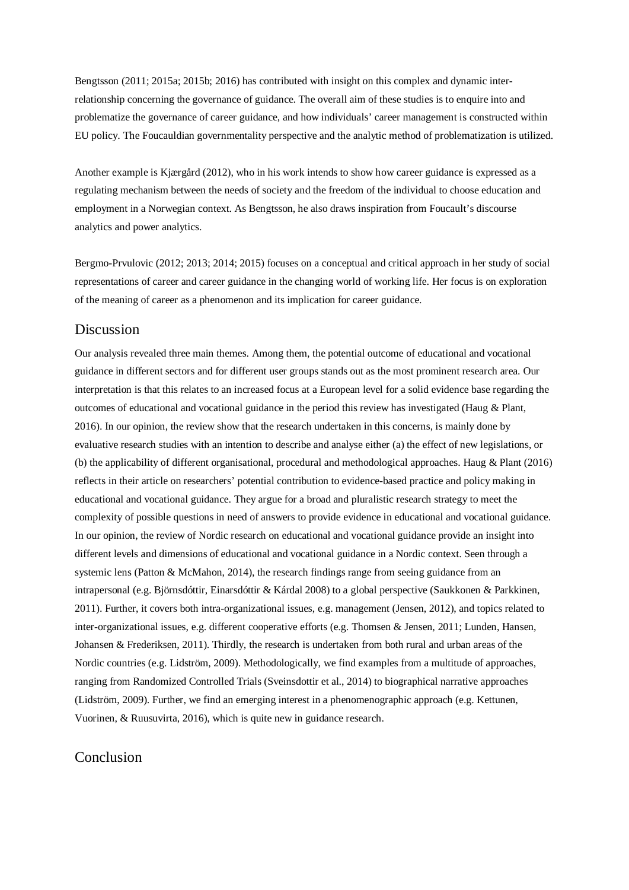Bengtsson (2011; 2015a; 2015b; 2016) has contributed with insight on this complex and dynamic inter-relationship concerning the governance of guidance. The overall aim of these studies is to enquire into and problematize the governance of career guidance, and how individuals' career management is constructed within EU policy. The Foucauldian governmentality perspective and the analytic method of problematization is utilized.

Another example is Kjærgård (2012), who in his work intends to show how career guidance is expressed as a regulating mechanism between the needs of society and the freedom of the individual to choose education and employment in a Norwegian context. As Bengtsson, he also draws inspiration from Foucault's discourse analytics and power analytics.

Bergmo-Prvulovic (2012; 2013; 2014; 2015) focuses on a conceptual and critical approach in her study of social representations of career and career guidance in the changing world of working life. Her focus is on exploration of the meaning of career as a phenomenon and its implication for career guidance.

## Discussion

Our analysis revealed three main themes. Among them, the potential outcome of educational and vocational guidance in different sectors and for different user groups stands out as the most prominent research area. Our interpretation is that this relates to an increased focus at a European level for a solid evidence base regarding the outcomes of educational and vocational guidance in the period this review has investigated (Haug & Plant, 2016). In our opinion, the review show that the research undertaken in this concerns, is mainly done by evaluative research studies with an intention to describe and analyse either (a) the effect of new legislations, or (b) the applicability of different organisational, procedural and methodological approaches. Haug & Plant (2016) reflects in their article on researchers' potential contribution to evidence-based practice and policy making in educational and vocational guidance. They argue for a broad and pluralistic research strategy to meet the complexity of possible questions in need of answers to provide evidence in educational and vocational guidance. In our opinion, the review of Nordic research on educational and vocational guidance provide an insight into different levels and dimensions of educational and vocational guidance in a Nordic context. Seen through a systemic lens (Patton & McMahon, 2014), the research findings range from seeing guidance from an intrapersonal (e.g. Björnsdóttir, Einarsdóttir & Kárdal 2008) to a global perspective (Saukkonen & Parkkinen, 2011). Further, it covers both intra-organizational issues, e.g. management (Jensen, 2012), and topics related to inter-organizational issues, e.g. different cooperative efforts (e.g. Thomsen & Jensen, 2011; Lunden, Hansen, Johansen & Frederiksen, 2011). Thirdly, the research is undertaken from both rural and urban areas of the Nordic countries (e.g. Lidström, 2009). Methodologically, we find examples from a multitude of approaches, ranging from Randomized Controlled Trials (Sveinsdottir et al., 2014) to biographical narrative approaches (Lidström, 2009). Further, we find an emerging interest in a phenomenographic approach (e.g. Kettunen, Vuorinen, & Ruusuvirta, 2016), which is quite new in guidance research.

## Conclusion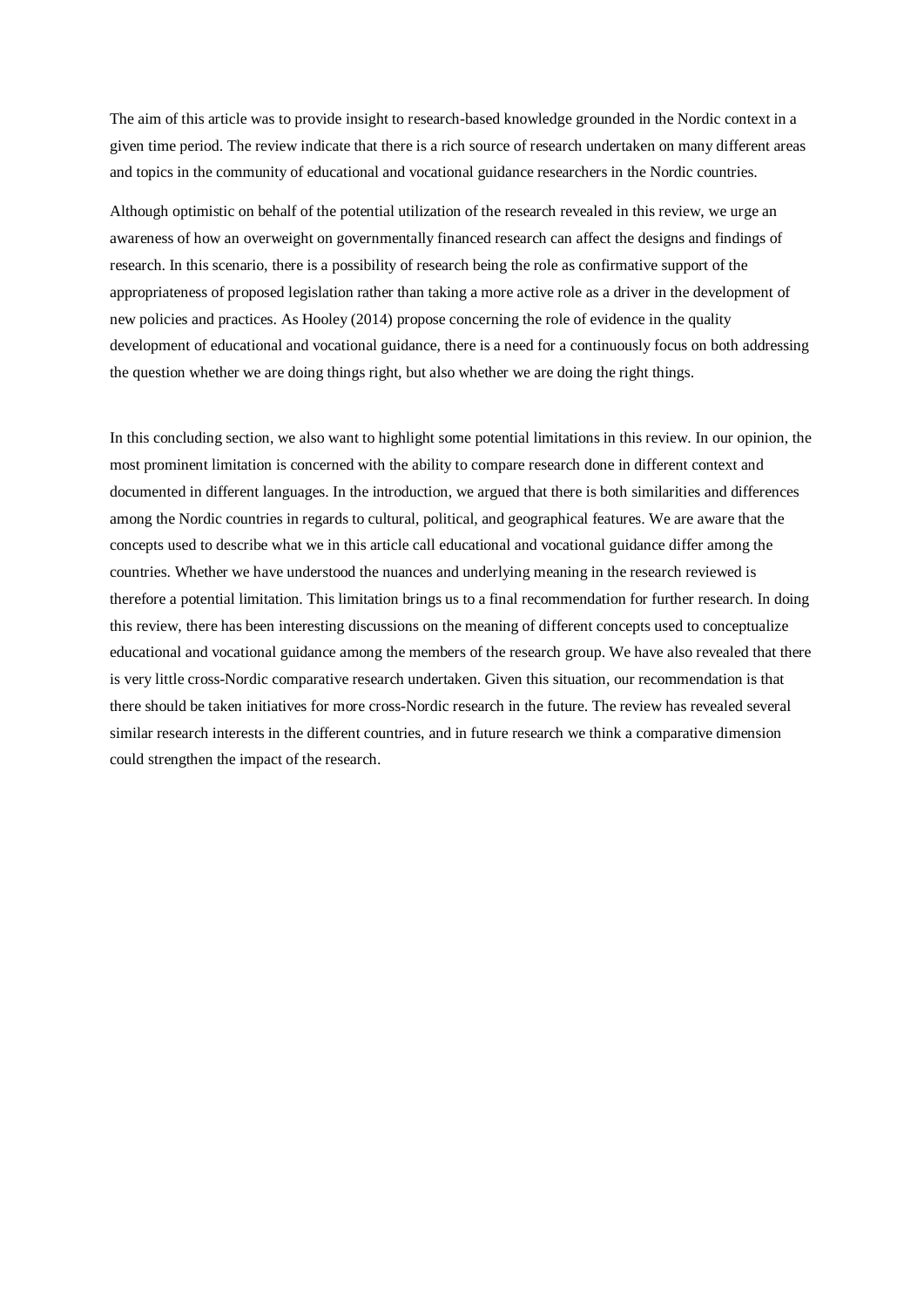The aim of this article was to provide insight to research-based knowledge grounded in the Nordic context in a given time period. The review indicate that there is a rich source of research undertaken on many different areas and topics in the community of educational and vocational guidance researchers in the Nordic countries.

Although optimistic on behalf of the potential utilization of the research revealed in this review, we urge an awareness of how an overweight on governmentally financed research can affect the designs and findings of research. In this scenario, there is a possibility of research being the role as confirmative support of the appropriateness of proposed legislation rather than taking a more active role as a driver in the development of new policies and practices. As Hooley (2014) propose concerning the role of evidence in the quality development of educational and vocational guidance, there is a need for a continuously focus on both addressing the question whether we are doing things right, but also whether we are doing the right things.

In this concluding section, we also want to highlight some potential limitations in this review. In our opinion, the most prominent limitation is concerned with the ability to compare research done in different context and documented in different languages. In the introduction, we argued that there is both similarities and differences among the Nordic countries in regards to cultural, political, and geographical features. We are aware that the concepts used to describe what we in this article call educational and vocational guidance differ among the countries. Whether we have understood the nuances and underlying meaning in the research reviewed is therefore a potential limitation. This limitation brings us to a final recommendation for further research. In doing this review, there has been interesting discussions on the meaning of different concepts used to conceptualize educational and vocational guidance among the members of the research group. We have also revealed that there is very little cross-Nordic comparative research undertaken. Given this situation, our recommendation is that there should be taken initiatives for more cross-Nordic research in the future. The review has revealed several similar research interests in the different countries, and in future research we think a comparative dimension could strengthen the impact of the research.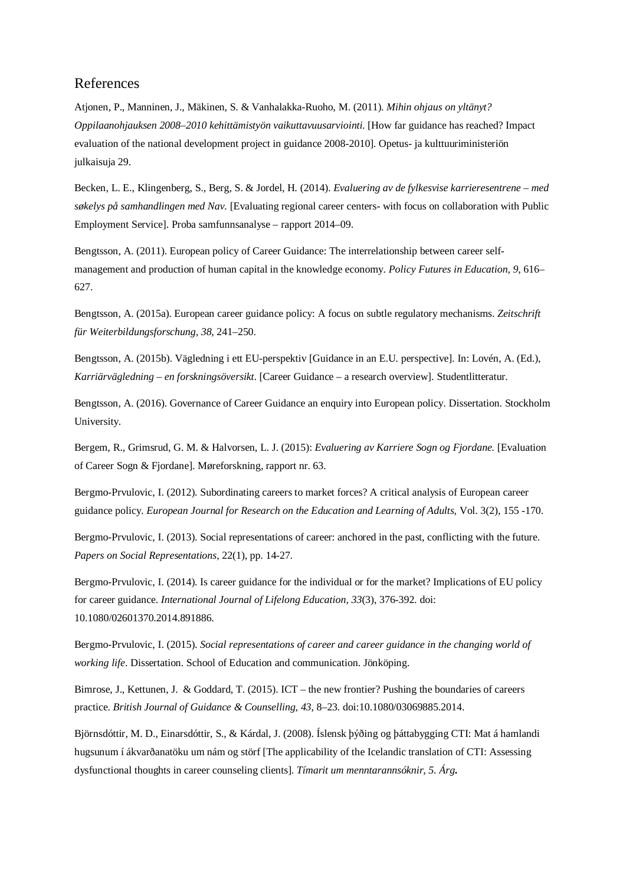## References

Atjonen, P., Manninen, J., Mäkinen, S. & Vanhalakka-Ruoho, M. (2011). *Mihin ohjaus on yltänyt? Oppilaanohjauksen 2008–2010 kehittämistyön vaikuttavuusarviointi.* [How far guidance has reached? Impact evaluation of the national development project in guidance 2008-2010]. Opetus- ja kulttuuriministeriön julkaisuja 29.

Becken, L. E., Klingenberg, S., Berg, S. & Jordel, H. (2014). *Evaluering av de fylkesvise karrieresentrene – med søkelys på samhandlingen med Nav.* [Evaluating regional career centers- with focus on collaboration with Public Employment Service]. Proba samfunnsanalyse – rapport 2014–09.

Bengtsson, A. (2011). European policy of Career Guidance: The interrelationship between career self-management and production of human capital in the knowledge economy. *Policy Futures in Education, 9*, 616–627.

Bengtsson, A. (2015a). European career guidance policy: A focus on subtle regulatory mechanisms. *Zeitschrift für Weiterbildungsforschung, 38*, 241–250.

Bengtsson, A. (2015b). Vägledning i ett EU-perspektiv [Guidance in an E.U. perspective]. In: Lovén, A. (Ed.), *Karriärvägledning – en forskningsöversikt*. [Career Guidance – a research overview]. Studentlitteratur.

Bengtsson, A. (2016). Governance of Career Guidance an enquiry into European policy. Dissertation. Stockholm University.

Bergem, R., Grimsrud, G. M. & Halvorsen, L. J. (2015): *Evaluering av Karriere Sogn og Fjordane.* [Evaluation of Career Sogn & Fjordane]. Møreforskning, rapport nr. 63.

Bergmo-Prvulovic, I. (2012). Subordinating careers to market forces? A critical analysis of European career guidance policy. *European Journal for Research on the Education and Learning of Adults,* Vol. 3(2), 155 -170.

Bergmo-Prvulovic, I. (2013). Social representations of career: anchored in the past, conflicting with the future. *Papers on Social Representations*, 22(1), pp. 14-27.

Bergmo-Prvulovic, I. (2014). Is career guidance for the individual or for the market? Implications of EU policy for career guidance. *International Journal of Lifelong Education, 33*(3), 376-392. doi: 10.1080/02601370.2014.891886.

Bergmo-Prvulovic, I. (2015). *Social representations of career and career guidance in the changing world of working life*. Dissertation. School of Education and communication. Jönköping.

Bimrose, J., Kettunen, J. & Goddard, T. (2015). ICT – the new frontier? Pushing the boundaries of careers practice. *British Journal of Guidance & Counselling, 43*, 8–23. doi:10.1080/03069885.2014.

Björnsdóttir, M. D., Einarsdóttir, S., & Kárdal, J. (2008). Íslensk þýðing og þáttabygging CTI: Mat á hamlandi hugsunum í ákvarðanatöku um nám og störf [The applicability of the Icelandic translation of CTI: Assessing dysfunctional thoughts in career counseling clients]. *Tímarit um menntarannsóknir, 5. Árg.*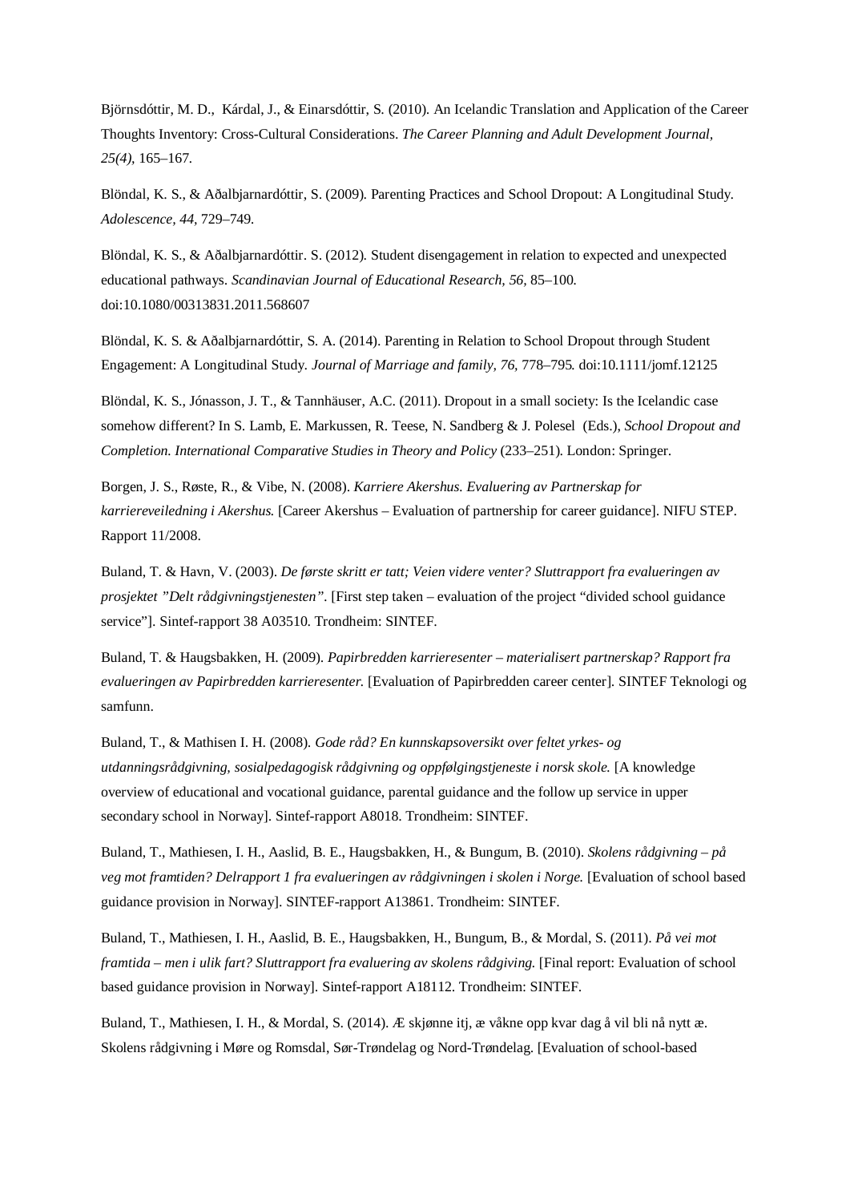Björnsdóttir, M. D., Kárdal, J., & Einarsdóttir, S. (2010). An Icelandic Translation and Application of the Career Thoughts Inventory: Cross-Cultural Considerations. *The Career Planning and Adult Development Journal, 25(4),* 165–167.

Blöndal, K. S., & Aðalbjarnardóttir, S. (2009). Parenting Practices and School Dropout: A Longitudinal Study. *Adolescence, 44,* 729–749.

Blöndal, K. S., & Aðalbjarnardóttir. S. (2012). Student disengagement in relation to expected and unexpected educational pathways. *Scandinavian Journal of Educational Research, 56,* 85–100. doi:10.1080/00313831.2011.568607

Blöndal, K. S. & Aðalbjarnardóttir, S. A. (2014). Parenting in Relation to School Dropout through Student Engagement: A Longitudinal Study. *Journal of Marriage and family, 76,* 778–795. doi:10.1111/jomf.12125

Blöndal, K. S., Jónasson, J. T., & Tannhäuser, A.C. (2011). Dropout in a small society: Is the Icelandic case somehow different? In S. Lamb, E. Markussen, R. Teese, N. Sandberg & J. Polesel (Eds.), *School Dropout and Completion. International Comparative Studies in Theory and Policy* (233–251). London: Springer.

Borgen, J. S., Røste, R., & Vibe, N. (2008). *Karriere Akershus. Evaluering av Partnerskap for karriereveiledning i Akershus.* [Career Akershus – Evaluation of partnership for career guidance]. NIFU STEP. Rapport 11/2008.

Buland, T. & Havn, V. (2003). *De første skritt er tatt; Veien videre venter? Sluttrapport fra evalueringen av prosjektet "Delt rådgivningstjenesten".* [First step taken – evaluation of the project "divided school guidance service"]. Sintef-rapport 38 A03510. Trondheim: SINTEF.

Buland, T. & Haugsbakken, H. (2009). *Papirbredden karrieresenter – materialisert partnerskap? Rapport fra evalueringen av Papirbredden karrieresenter.* [Evaluation of Papirbredden career center]. SINTEF Teknologi og samfunn.

Buland, T., & Mathisen I. H. (2008). *Gode råd? En kunnskapsoversikt over feltet yrkes- og utdanningsrådgivning, sosialpedagogisk rådgivning og oppfølgingstjeneste i norsk skole.* [A knowledge overview of educational and vocational guidance, parental guidance and the follow up service in upper secondary school in Norway]. Sintef-rapport A8018. Trondheim: SINTEF.

Buland, T., Mathiesen, I. H., Aaslid, B. E., Haugsbakken, H., & Bungum, B. (2010). *Skolens rådgivning – på veg mot framtiden? Delrapport 1 fra evalueringen av rådgivningen i skolen i Norge.* [Evaluation of school based guidance provision in Norway]. SINTEF-rapport A13861. Trondheim: SINTEF.

Buland, T., Mathiesen, I. H., Aaslid, B. E., Haugsbakken, H., Bungum, B., & Mordal, S. (2011). *På vei mot framtida – men i ulik fart? Sluttrapport fra evaluering av skolens rådgiving.* [Final report: Evaluation of school based guidance provision in Norway]. Sintef-rapport A18112. Trondheim: SINTEF.

Buland, T., Mathiesen, I. H., & Mordal, S. (2014). Æ skjønne itj, æ våkne opp kvar dag å vil bli nå nytt æ. Skolens rådgivning i Møre og Romsdal, Sør-Trøndelag og Nord-Trøndelag. [Evaluation of school-based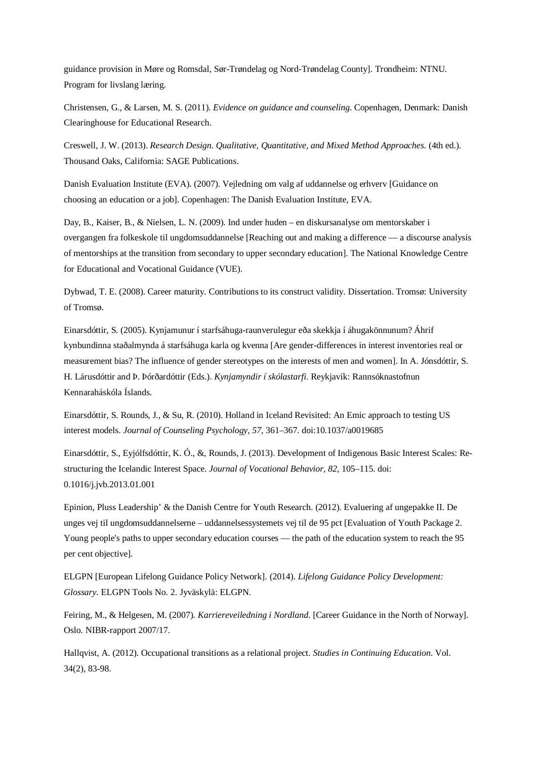guidance provision in Møre og Romsdal, Sør-Trøndelag og Nord-Trøndelag County]. Trondheim: NTNU. Program for livslang læring.

Christensen, G., & Larsen, M. S. (2011). *Evidence on guidance and counseling.* Copenhagen, Denmark: Danish Clearinghouse for Educational Research.

Creswell, J. W. (2013). *Research Design. Qualitative, Quantitative, and Mixed Method Approaches.* (4th ed.). Thousand Oaks, California: SAGE Publications.

Danish Evaluation Institute (EVA). (2007). Vejledning om valg af uddannelse og erhverv [Guidance on choosing an education or a job]. Copenhagen: The Danish Evaluation Institute, EVA.

Day, B., Kaiser, B., & Nielsen, L. N. (2009). Ind under huden – en diskursanalyse om mentorskaber i overgangen fra folkeskole til ungdomsuddannelse [Reaching out and making a difference — a discourse analysis of mentorships at the transition from secondary to upper secondary education]. The National Knowledge Centre for Educational and Vocational Guidance (VUE).

Dybwad, T. E. (2008). Career maturity. Contributions to its construct validity. Dissertation. Tromsø: University of Tromsø.

Einarsdóttir, S. (2005). Kynjamunur í starfsáhuga-raunverulegur eða skekkja í áhugakönnunum? Áhrif kynbundinna staðalmynda á starfsáhuga karla og kvenna [Are gender-differences in interest inventories real or measurement bias? The influence of gender stereotypes on the interests of men and women]. In A. Jónsdóttir, S. H. Lárusdóttir and Þ. Þórðardóttir (Eds.). *Kynjamyndir í skólastarfi.* Reykjavík: Rannsóknastofnun Kennaraháskóla Íslands.

Einarsdóttir, S. Rounds, J., & Su, R. (2010). Holland in Iceland Revisited: An Emic approach to testing US interest models. *Journal of Counseling Psychology, 57,* 361–367. doi:10.1037/a0019685

Einarsdóttir, S., Eyjólfsdóttir, K. Ó., &, Rounds, J. (2013). Development of Indigenous Basic Interest Scales: Re-structuring the Icelandic Interest Space. *Journal of Vocational Behavior, 82,* 105–115. doi: 0.1016/j.jvb.2013.01.001

Epinion, Pluss Leadership' & the Danish Centre for Youth Research. (2012). Evaluering af ungepakke II. De unges vej til ungdomsuddannelserne – uddannelsessystemets vej til de 95 pct [Evaluation of Youth Package 2. Young people's paths to upper secondary education courses — the path of the education system to reach the 95 per cent objective].

ELGPN [European Lifelong Guidance Policy Network]. (2014). *Lifelong Guidance Policy Development: Glossary.* ELGPN Tools No. 2. Jyväskylä: ELGPN.

Feiring, M., & Helgesen, M. (2007). *Karriereveiledning i Nordland.* [Career Guidance in the North of Norway]. Oslo. NIBR-rapport 2007/17.

Hallqvist, A. (2012). Occupational transitions as a relational project. *Studies in Continuing Education.* Vol. 34(2), 83-98.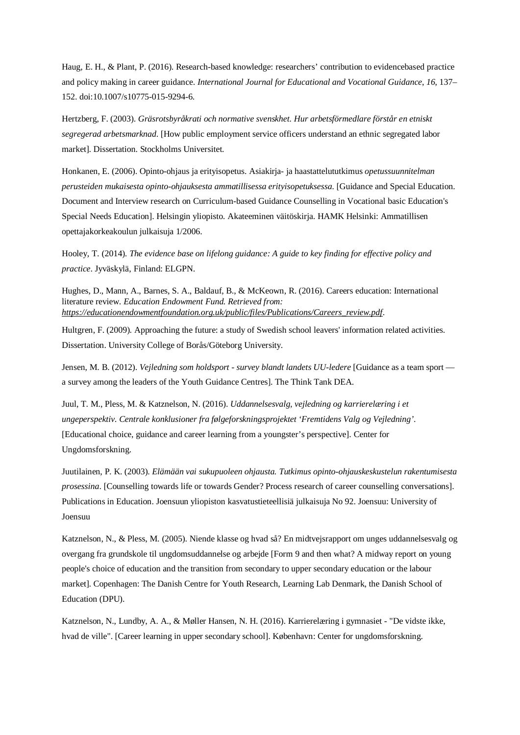Haug, E. H., & Plant, P. (2016). Research-based knowledge: researchers' contribution to evidencebased practice and policy making in career guidance. *International Journal for Educational and Vocational Guidance*, *16*, 137–152. doi:10.1007/s10775-015-9294-6.

Hertzberg, F. (2003). *Gräsrotsbyråkrati och normative svenskhet. Hur arbetsförmedlare förstår en etniskt segregerad arbetsmarknad*. [How public employment service officers understand an ethnic segregated labor market]. Dissertation. Stockholms Universitet.

Honkanen, E. (2006). Opinto-ohjaus ja erityisopetus. Asiakirja- ja haastattelututkimus *opetussuunnitelman perusteiden mukaisesta opinto-ohjauksesta ammatillisessa erityisopetuksessa.* [Guidance and Special Education. Document and Interview research on Curriculum-based Guidance Counselling in Vocational basic Education's Special Needs Education]. Helsingin yliopisto. Akateeminen väitöskirja. HAMK Helsinki: Ammatillisen opettajakorkeakoulun julkaisuja 1/2006.

Hooley, T. (2014). *The evidence base on lifelong guidance: A guide to key finding for effective policy and practice*. Jyväskylä, Finland: ELGPN.

Hughes, D., Mann, A., Barnes, S. A., Baldauf, B., & McKeown, R. (2016). Careers education: International literature review. *Education Endowment Fund. Retrieved from: https://educationendowmentfoundation.org.uk/public/files/Publications/Careers_review.pdf*.

Hultgren, F. (2009). Approaching the future: a study of Swedish school leavers' information related activities. Dissertation. University College of Borås/Göteborg University.

Jensen, M. B. (2012). *Vejledning som holdsport - survey blandt landets UU-ledere* [Guidance as a team sport — a survey among the leaders of the Youth Guidance Centres]. The Think Tank DEA.

Juul, T. M., Pless, M. & Katznelson, N. (2016). *Uddannelsesvalg, vejledning og karrierelæring i et ungeperspektiv. Centrale konklusioner fra følgeforskningsprojektet 'Fremtidens Valg og Vejledning'*. [Educational choice, guidance and career learning from a youngster's perspective]. Center for Ungdomsforskning.

Juutilainen, P. K. (2003). *Elämään vai sukupuoleen ohjausta. Tutkimus opinto-ohjauskeskustelun rakentumisesta prosessina*. [Counselling towards life or towards Gender? Process research of career counselling conversations]. Publications in Education. Joensuun yliopiston kasvatustieteellisiä julkaisuja No 92. Joensuu: University of Joensuu

Katznelson, N., & Pless, M. (2005). Niende klasse og hvad så? En midtvejsrapport om unges uddannelsesvalg og overgang fra grundskole til ungdomsuddannelse og arbejde [Form 9 and then what? A midway report on young people's choice of education and the transition from secondary to upper secondary education or the labour market]. Copenhagen: The Danish Centre for Youth Research, Learning Lab Denmark, the Danish School of Education (DPU).

Katznelson, N., Lundby, A. A., & Møller Hansen, N. H. (2016). Karrierelæring i gymnasiet - "De vidste ikke, hvad de ville". [Career learning in upper secondary school]. København: Center for ungdomsforskning.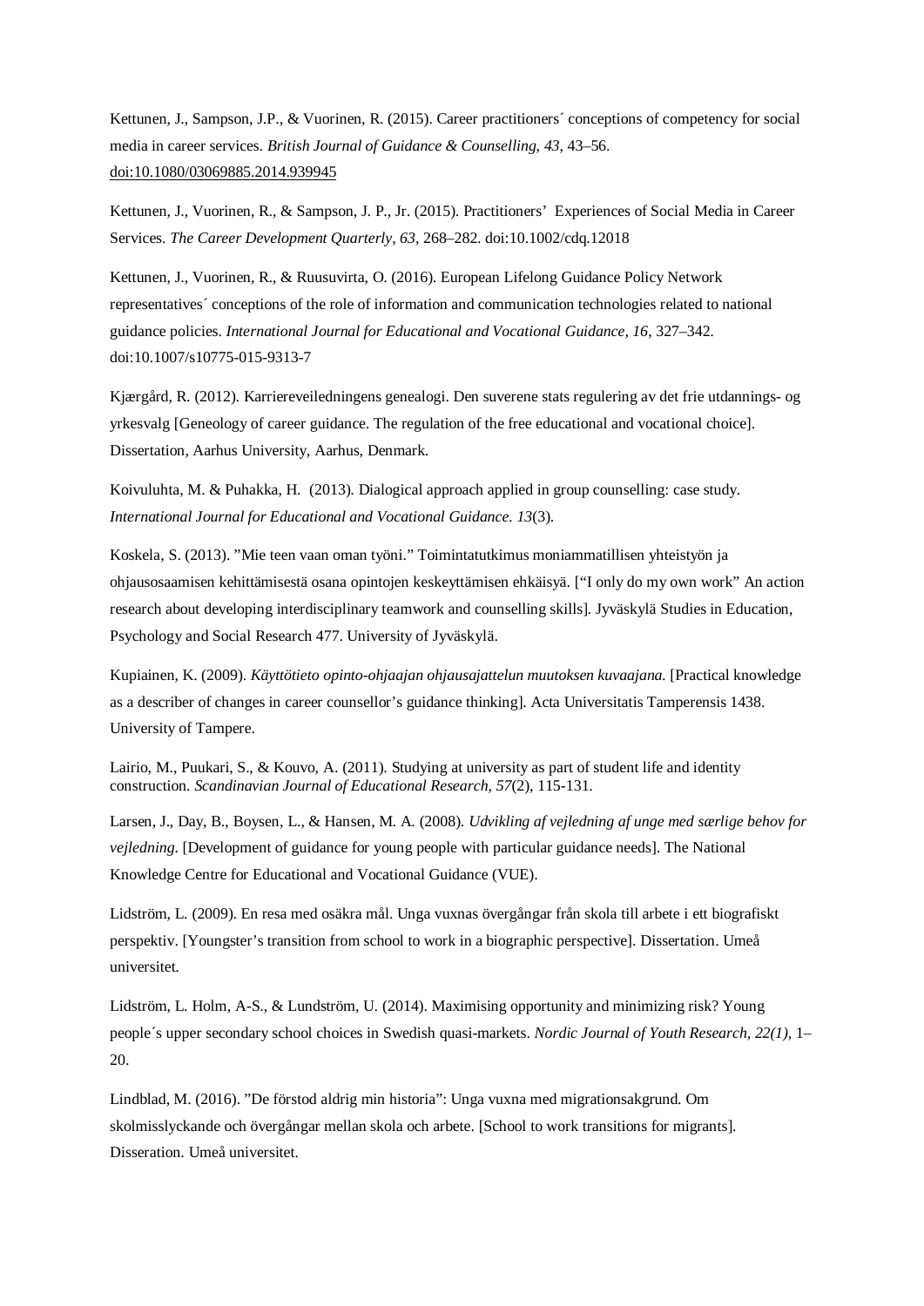Kettunen, J., Sampson, J.P., & Vuorinen, R. (2015). Career practitioners´ conceptions of competency for social media in career services. *British Journal of Guidance & Counselling, 43,* 43–56. doi:10.1080/03069885.2014.939945

Kettunen, J., Vuorinen, R., & Sampson, J. P., Jr. (2015). Practitioners' Experiences of Social Media in Career Services. *The Career Development Quarterly*, *63*, 268–282. doi:10.1002/cdq.12018

Kettunen, J., Vuorinen, R., & Ruusuvirta, O. (2016). European Lifelong Guidance Policy Network representatives´ conceptions of the role of information and communication technologies related to national guidance policies. *International Journal for Educational and Vocational Guidance, 16*, 327–342. doi:10.1007/s10775-015-9313-7

Kjærgård, R. (2012). Karriereveiledningens genealogi. Den suverene stats regulering av det frie utdannings- og yrkesvalg [Geneology of career guidance. The regulation of the free educational and vocational choice]. Dissertation, Aarhus University, Aarhus, Denmark.

Koivuluhta, M. & Puhakka, H. (2013). Dialogical approach applied in group counselling: case study. *International Journal for Educational and Vocational Guidance. 13*(3).

Koskela, S. (2013). "Mie teen vaan oman työni." Toimintatutkimus moniammatillisen yhteistyön ja ohjausosaamisen kehittämisestä osana opintojen keskeyttämisen ehkäisyä. ["I only do my own work" An action research about developing interdisciplinary teamwork and counselling skills]. Jyväskylä Studies in Education, Psychology and Social Research 477. University of Jyväskylä.

Kupiainen, K. (2009). *Käyttötieto opinto-ohjaajan ohjausajattelun muutoksen kuvaajana.* [Practical knowledge as a describer of changes in career counsellor's guidance thinking]. Acta Universitatis Tamperensis 1438. University of Tampere.

Lairio, M., Puukari, S., & Kouvo, A. (2011). Studying at university as part of student life and identity construction. *Scandinavian Journal of Educational Research, 57*(2), 115-131.

Larsen, J., Day, B., Boysen, L., & Hansen, M. A. (2008). *Udvikling af vejledning af unge med særlige behov for vejledning*. [Development of guidance for young people with particular guidance needs]. The National Knowledge Centre for Educational and Vocational Guidance (VUE).

Lidström, L. (2009). En resa med osäkra mål. Unga vuxnas övergångar från skola till arbete i ett biografiskt perspektiv. [Youngster's transition from school to work in a biographic perspective]. Dissertation. Umeå universitet.

Lidström, L. Holm, A-S., & Lundström, U. (2014). Maximising opportunity and minimizing risk? Young people´s upper secondary school choices in Swedish quasi-markets. *Nordic Journal of Youth Research*, *22(1),* 1–20.

Lindblad, M. (2016). "De förstod aldrig min historia": Unga vuxna med migrationsakgrund. Om skolmisslyckande och övergångar mellan skola och arbete. [School to work transitions for migrants]. Disseration. Umeå universitet.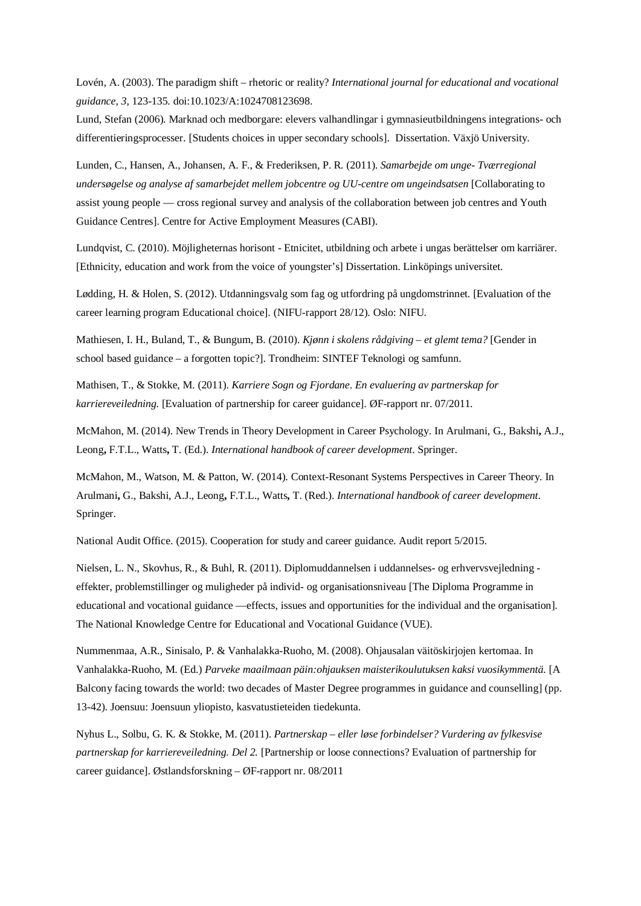Lovén, A. (2003). The paradigm shift – rhetoric or reality? *International journal for educational and vocational guidance, 3*, 123-135. doi:10.1023/A:1024708123698.

Lund, Stefan (2006). Marknad och medborgare: elevers valhandlingar i gymnasieutbildningens integrations- och differentieringsprocesser. [Students choices in upper secondary schools]. Dissertation. Växjö University.

Lunden, C., Hansen, A., Johansen, A. F., & Frederiksen, P. R. (2011). *Samarbejde om unge- Tværregional undersøgelse og analyse af samarbejdet mellem jobcentre og UU-centre om ungeindsatsen* [Collaborating to assist young people — cross regional survey and analysis of the collaboration between job centres and Youth Guidance Centres]. Centre for Active Employment Measures (CABI).

Lundqvist, C. (2010). Möjligheternas horisont - Etnicitet, utbildning och arbete i ungas berättelser om karriärer. [Ethnicity, education and work from the voice of youngster's] Dissertation. Linköpings universitet.

Lødding, H. & Holen, S. (2012). Utdanningsvalg som fag og utfordring på ungdomstrinnet. [Evaluation of the career learning program Educational choice]. (NIFU-rapport 28/12). Oslo: NIFU.

Mathiesen, I. H., Buland, T., & Bungum, B. (2010). *Kjønn i skolens rådgiving – et glemt tema?* [Gender in school based guidance – a forgotten topic?]. Trondheim: SINTEF Teknologi og samfunn.

Mathisen, T., & Stokke, M. (2011). *Karriere Sogn og Fjordane*. *En evaluering av partnerskap for karriereveiledning.* [Evaluation of partnership for career guidance]. ØF-rapport nr. 07/2011.

McMahon, M. (2014). New Trends in Theory Development in Career Psychology. In Arulmani, G., Bakshi**,** A.J., Leong**,** F.T.L., Watts**,** T. (Ed.). *International handbook of career development*. Springer.

McMahon, M., Watson, M. & Patton, W. (2014). Context-Resonant Systems Perspectives in Career Theory. In Arulmani**,** G., Bakshi, A.J., Leong**,** F.T.L., Watts**,** T. (Red.). *International handbook of career development*. Springer.

National Audit Office. (2015). Cooperation for study and career guidance. Audit report 5/2015.

Nielsen, L. N., Skovhus, R., & Buhl, R. (2011). Diplomuddannelsen i uddannelses- og erhvervsvejledning - effekter, problemstillinger og muligheder på individ- og organisationsniveau [The Diploma Programme in educational and vocational guidance —effects, issues and opportunities for the individual and the organisation]. The National Knowledge Centre for Educational and Vocational Guidance (VUE).

Nummenmaa, A.R., Sinisalo, P. & Vanhalakka-Ruoho, M. (2008). Ohjausalan väitöskirjojen kertomaa. In Vanhalakka-Ruoho, M. (Ed.) *Parveke maailmaan päin:ohjauksen maisterikoulutuksen kaksi vuosikymmentä.* [A Balcony facing towards the world: two decades of Master Degree programmes in guidance and counselling] (pp. 13-42). Joensuu: Joensuun yliopisto, kasvatustieteiden tiedekunta.

Nyhus L., Solbu, G. K. & Stokke, M. (2011). *Partnerskap – eller løse forbindelser? Vurdering av fylkesvise partnerskap for karriereveiledning. Del 2.* [Partnership or loose connections? Evaluation of partnership for career guidance]. Østlandsforskning – ØF-rapport nr. 08/2011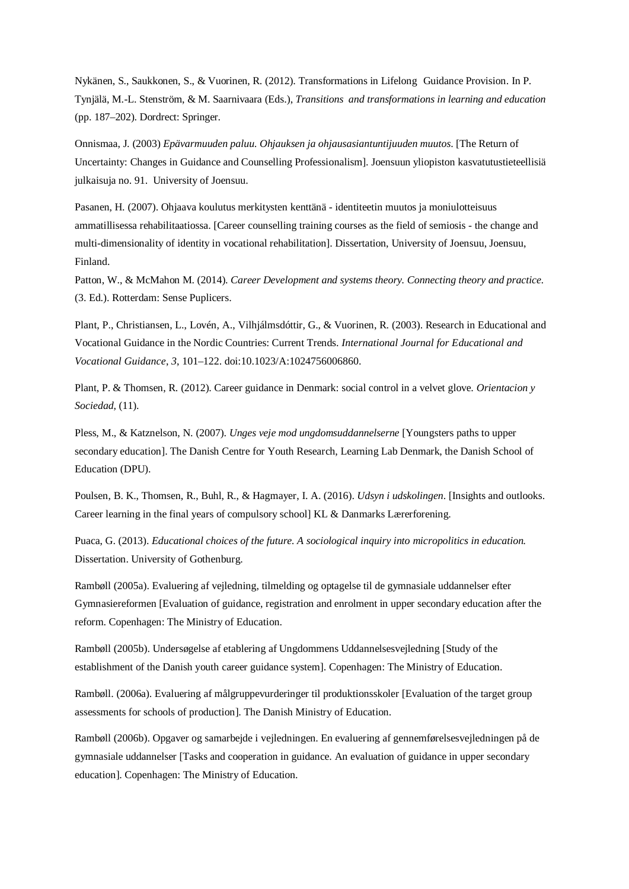Nykänen, S., Saukkonen, S., & Vuorinen, R. (2012). Transformations in Lifelong Guidance Provision. In P. Tynjälä, M.-L. Stenström, & M. Saarnivaara (Eds.), *Transitions and transformations in learning and education* (pp. 187–202). Dordrect: Springer.

Onnismaa, J. (2003) *Epävarmuuden paluu. Ohjauksen ja ohjausasiantuntijuuden muutos*. [The Return of Uncertainty: Changes in Guidance and Counselling Professionalism]. Joensuun yliopiston kasvatutustieteellisiä julkaisuja no. 91. University of Joensuu.

Pasanen, H. (2007). Ohjaava koulutus merkitysten kenttänä - identiteetin muutos ja moniulotteisuus ammatillisessa rehabilitaatiossa. [Career counselling training courses as the field of semiosis - the change and multi-dimensionality of identity in vocational rehabilitation]. Dissertation, University of Joensuu, Joensuu, Finland.

Patton, W., & McMahon M. (2014). *Career Development and systems theory. Connecting theory and practice.* (3. Ed.). Rotterdam: Sense Puplicers.

Plant, P., Christiansen, L., Lovén, A., Vilhjálmsdóttir, G., & Vuorinen, R. (2003). Research in Educational and Vocational Guidance in the Nordic Countries: Current Trends. *International Journal for Educational and Vocational Guidance*, *3*, 101–122. doi:10.1023/A:1024756006860.

Plant, P. & Thomsen, R. (2012). Career guidance in Denmark: social control in a velvet glove. *Orientacion y Sociedad*, (11).

Pless, M., & Katznelson, N. (2007). *Unges veje mod ungdomsuddannelserne* [Youngsters paths to upper secondary education]. The Danish Centre for Youth Research, Learning Lab Denmark, the Danish School of Education (DPU).

Poulsen, B. K., Thomsen, R., Buhl, R., & Hagmayer, I. A. (2016). *Udsyn i udskolingen*. [Insights and outlooks. Career learning in the final years of compulsory school] KL & Danmarks Lærerforening.

Puaca, G. (2013). *Educational choices of the future. A sociological inquiry into micropolitics in education.* Dissertation. University of Gothenburg.

Rambøll (2005a). Evaluering af vejledning, tilmelding og optagelse til de gymnasiale uddannelser efter Gymnasiereformen [Evaluation of guidance, registration and enrolment in upper secondary education after the reform. Copenhagen: The Ministry of Education.

Rambøll (2005b). Undersøgelse af etablering af Ungdommens Uddannelsesvejledning [Study of the establishment of the Danish youth career guidance system]. Copenhagen: The Ministry of Education.

Rambøll. (2006a). Evaluering af målgruppevurderinger til produktionsskoler [Evaluation of the target group assessments for schools of production]. The Danish Ministry of Education.

Rambøll (2006b). Opgaver og samarbejde i vejledningen. En evaluering af gennemførelsesvejledningen på de gymnasiale uddannelser [Tasks and cooperation in guidance. An evaluation of guidance in upper secondary education]. Copenhagen: The Ministry of Education.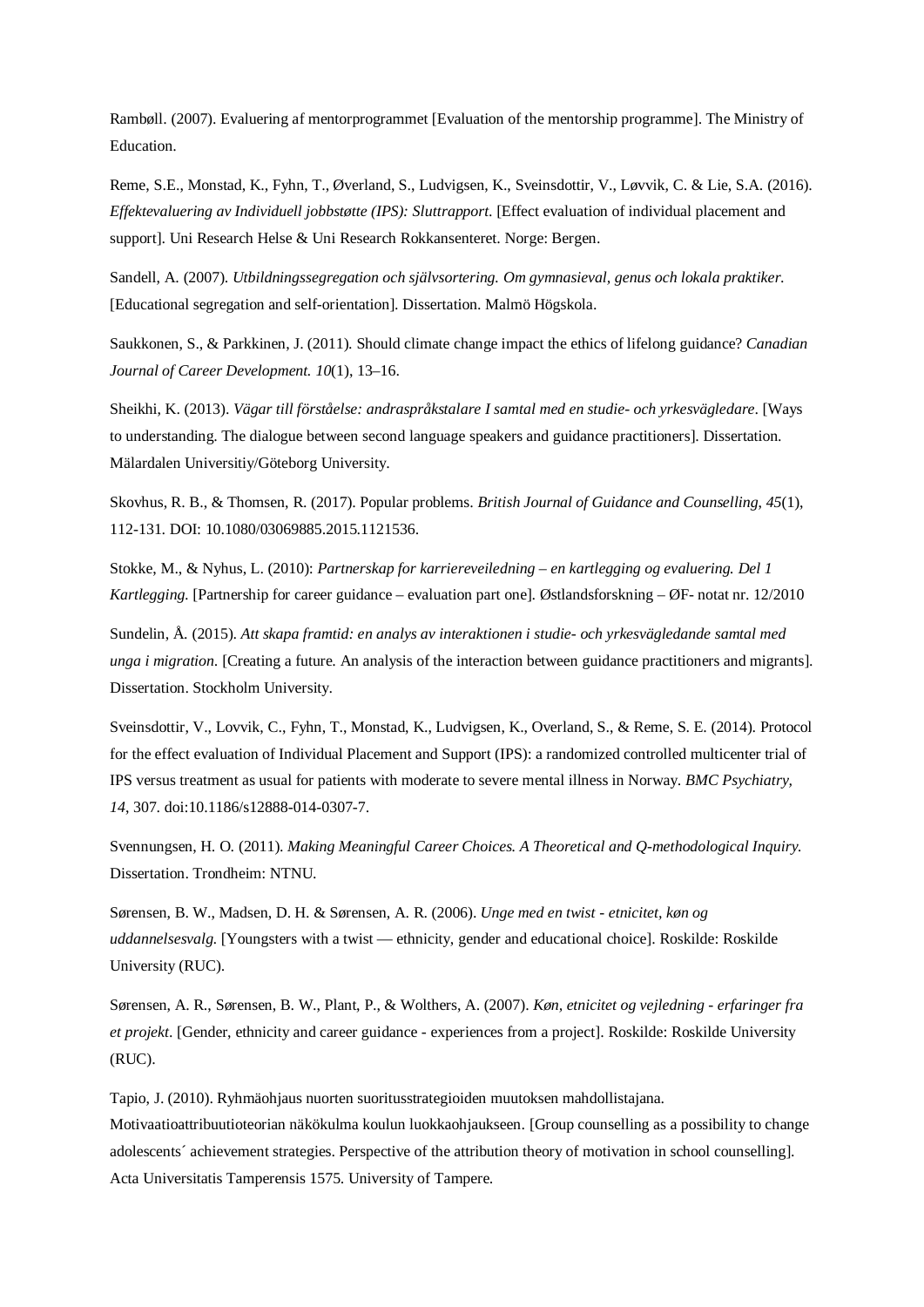Rambøll. (2007). Evaluering af mentorprogrammet [Evaluation of the mentorship programme]. The Ministry of Education.

Reme, S.E., Monstad, K., Fyhn, T., Øverland, S., Ludvigsen, K., Sveinsdottir, V., Løvvik, C. & Lie, S.A. (2016). *Effektevaluering av Individuell jobbstøtte (IPS): Sluttrapport*. [Effect evaluation of individual placement and support]. Uni Research Helse & Uni Research Rokkansenteret. Norge: Bergen.

Sandell, A. (2007). *Utbildningssegregation och självsortering. Om gymnasieval, genus och lokala praktiker.* [Educational segregation and self-orientation]. Dissertation. Malmö Högskola.

Saukkonen, S., & Parkkinen, J. (2011). Should climate change impact the ethics of lifelong guidance? *Canadian Journal of Career Development. 10*(1), 13–16.

Sheikhi, K. (2013). *Vägar till förståelse: andraspråkstalare I samtal med en studie- och yrkesvägledare*. [Ways to understanding. The dialogue between second language speakers and guidance practitioners]. Dissertation. Mälardalen Universitiy/Göteborg University.

Skovhus, R. B., & Thomsen, R. (2017). Popular problems. *British Journal of Guidance and Counselling*, *45*(1), 112-131. DOI: 10.1080/03069885.2015.1121536.

Stokke, M., & Nyhus, L. (2010): *Partnerskap for karriereveiledning – en kartlegging og evaluering. Del 1 Kartlegging.* [Partnership for career guidance – evaluation part one]. Østlandsforskning – ØF- notat nr. 12/2010

Sundelin, Å. (2015). *Att skapa framtid: en analys av interaktionen i studie- och yrkesvägledande samtal med unga i migration*. [Creating a future. An analysis of the interaction between guidance practitioners and migrants]. Dissertation. Stockholm University.

Sveinsdottir, V., Lovvik, C., Fyhn, T., Monstad, K., Ludvigsen, K., Overland, S., & Reme, S. E. (2014). Protocol for the effect evaluation of Individual Placement and Support (IPS): a randomized controlled multicenter trial of IPS versus treatment as usual for patients with moderate to severe mental illness in Norway. *BMC Psychiatry, 14*, 307. doi:10.1186/s12888-014-0307-7.

Svennungsen, H. O. (2011). *Making Meaningful Career Choices. A Theoretical and Q-methodological Inquiry.* Dissertation. Trondheim: NTNU.

Sørensen, B. W., Madsen, D. H. & Sørensen, A. R. (2006). *Unge med en twist - etnicitet, køn og uddannelsesvalg.* [Youngsters with a twist — ethnicity, gender and educational choice]. Roskilde: Roskilde University (RUC).

Sørensen, A. R., Sørensen, B. W., Plant, P., & Wolthers, A. (2007). *Køn, etnicitet og vejledning - erfaringer fra et projekt*. [Gender, ethnicity and career guidance - experiences from a project]. Roskilde: Roskilde University (RUC).

Tapio, J. (2010). Ryhmäohjaus nuorten suoritusstrategioiden muutoksen mahdollistajana. Motivaatioattribuutioteorian näkökulma koulun luokkaohjaukseen. [Group counselling as a possibility to change adolescents´ achievement strategies. Perspective of the attribution theory of motivation in school counselling]. Acta Universitatis Tamperensis 1575. University of Tampere.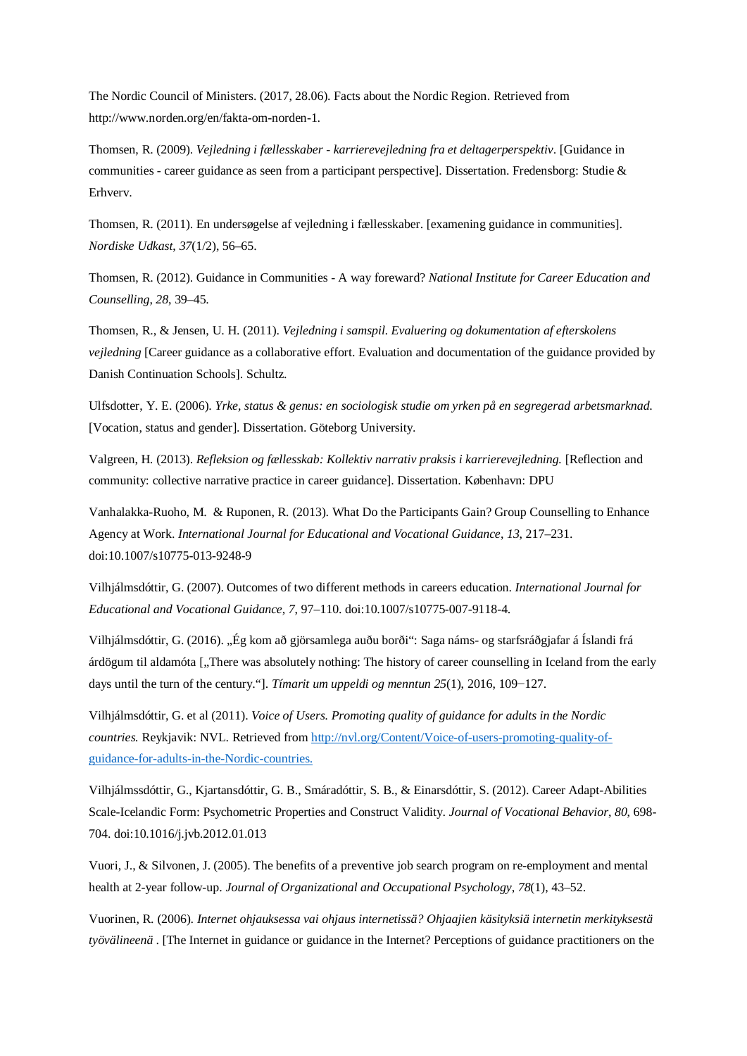The Nordic Council of Ministers. (2017, 28.06). Facts about the Nordic Region. Retrieved from http://www.norden.org/en/fakta-om-norden-1.

Thomsen, R. (2009). *Vejledning i fællesskaber - karrierevejledning fra et deltagerperspektiv*. [Guidance in communities - career guidance as seen from a participant perspective]. Dissertation. Fredensborg: Studie & Erhverv.

Thomsen, R. (2011). En undersøgelse af vejledning i fællesskaber. [examening guidance in communities]. *Nordiske Udkast*, *37*(1/2), 56–65.

Thomsen, R. (2012). Guidance in Communities - A way foreward? *National Institute for Career Education and Counselling*, *28*, 39–45.

Thomsen, R., & Jensen, U. H. (2011). *Vejledning i samspil. Evaluering og dokumentation af efterskolens vejledning* [Career guidance as a collaborative effort. Evaluation and documentation of the guidance provided by Danish Continuation Schools]. Schultz.

Ulfsdotter, Y. E. (2006). *Yrke, status & genus: en sociologisk studie om yrken på en segregerad arbetsmarknad.* [Vocation, status and gender]. Dissertation. Göteborg University.

Valgreen, H. (2013). *Refleksion og fællesskab: Kollektiv narrativ praksis i karrierevejledning.* [Reflection and community: collective narrative practice in career guidance]. Dissertation. København: DPU

Vanhalakka-Ruoho, M. & Ruponen, R. (2013). What Do the Participants Gain? Group Counselling to Enhance Agency at Work. *International Journal for Educational and Vocational Guidance*, *13*, 217–231. doi:10.1007/s10775-013-9248-9

Vilhjálmsdóttir, G. (2007). Outcomes of two different methods in careers education. *International Journal for Educational and Vocational Guidance, 7*, 97–110. doi:10.1007/s10775-007-9118-4.

Vilhjálmsdóttir, G. (2016). „Ég kom að gjörsamlega auðu borði“: Saga náms- og starfsráðgjafar á Íslandi frá árdögum til aldamóta [„There was absolutely nothing: The history of career counselling in Iceland from the early days until the turn of the century.“]. *Tímarit um uppeldi og menntun 25*(1), 2016, 109−127.

Vilhjálmsdóttir, G. et al (2011). *Voice of Users. Promoting quality of guidance for adults in the Nordic countries.* Reykjavik: NVL. Retrieved from http://nvl.org/Content/Voice-of-users-promoting-quality-of-guidance-for-adults-in-the-Nordic-countries.

Vilhjálmssdóttir, G., Kjartansdóttir, G. B., Smáradóttir, S. B., & Einarsdóttir, S. (2012). Career Adapt-Abilities Scale-Icelandic Form: Psychometric Properties and Construct Validity. *Journal of Vocational Behavior*, *80*, 698-704. doi:10.1016/j.jvb.2012.01.013

Vuori, J., & Silvonen, J. (2005). The benefits of a preventive job search program on re-employment and mental health at 2-year follow-up. *Journal of Organizational and Occupational Psychology*, *78*(1), 43–52.

Vuorinen, R. (2006). *Internet ohjauksessa vai ohjaus internetissä? Ohjaajien käsityksiä internetin merkityksestä työvälineenä* . [The Internet in guidance or guidance in the Internet? Perceptions of guidance practitioners on the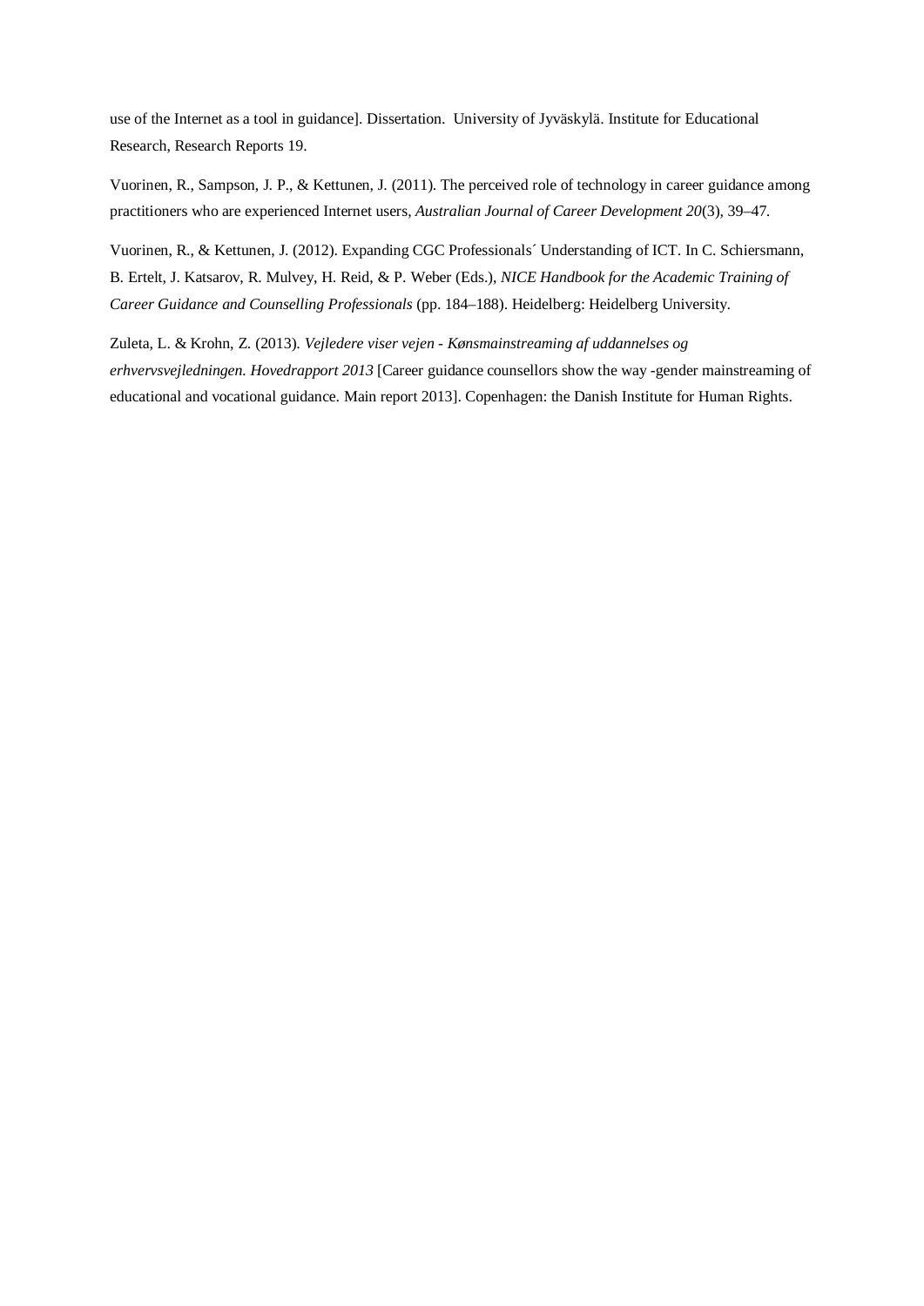use of the Internet as a tool in guidance]. Dissertation. University of Jyväskylä. Institute for Educational Research, Research Reports 19.

Vuorinen, R., Sampson, J. P., & Kettunen, J. (2011). The perceived role of technology in career guidance among practitioners who are experienced Internet users, *Australian Journal of Career Development 20*(3), 39–47.

Vuorinen, R., & Kettunen, J. (2012). Expanding CGC Professionals´ Understanding of ICT. In C. Schiersmann, B. Ertelt, J. Katsarov, R. Mulvey, H. Reid, & P. Weber (Eds.), *NICE Handbook for the Academic Training of Career Guidance and Counselling Professionals* (pp. 184–188). Heidelberg: Heidelberg University.

Zuleta, L. & Krohn, Z. (2013). *Vejledere viser vejen - Kønsmainstreaming af uddannelses og erhvervsvejledningen. Hovedrapport 2013* [Career guidance counsellors show the way -gender mainstreaming of educational and vocational guidance. Main report 2013]. Copenhagen: the Danish Institute for Human Rights.